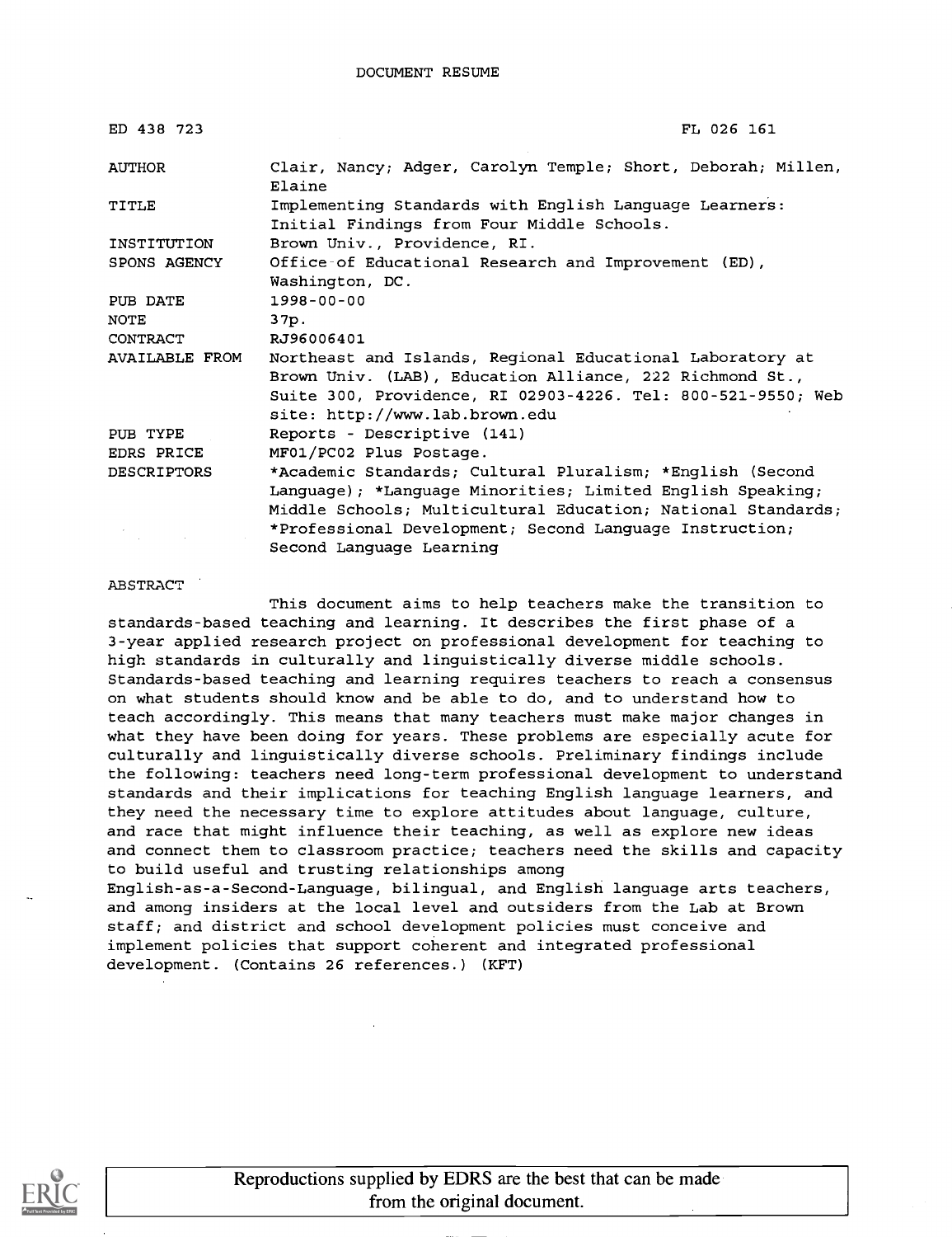# DOCUMENT RESUME

| ED 438 723 | FL 026 161 |
|---|---|
| AUTHOR | Clair, Nancy; Adger, Carolyn Temple; Short, Deborah; Millen, Elaine |
| TITLE | Implementing Standards with English Language Learners: Initial Findings from Four Middle Schools. |
| INSTITUTION | Brown Univ., Providence, RI. |
| SPONS AGENCY | Office of Educational Research and Improvement (ED), Washington, DC. |
| PUB DATE | 1998-00-00 |
| NOTE | 37p. |
| CONTRACT | RJ96006401 |
| AVAILABLE FROM | Northeast and Islands, Regional Educational Laboratory at Brown Univ. (LAB), Education Alliance, 222 Richmond St., Suite 300, Providence, RI 02903-4226. Tel: 800-521-9550; Web site: http://www.lab.brown.edu |
| PUB TYPE | Reports - Descriptive (141) |
| EDRS PRICE | MF01/PC02 Plus Postage. |
| DESCRIPTORS | *Academic Standards; Cultural Pluralism; *English (Second Language); *Language Minorities; Limited English Speaking; Middle Schools; Multicultural Education; National Standards; *Professional Development; Second Language Instruction; Second Language Learning |

ABSTRACT

This document aims to help teachers make the transition to standards-based teaching and learning. It describes the first phase of a 3-year applied research project on professional development for teaching to high standards in culturally and linguistically diverse middle schools. Standards-based teaching and learning requires teachers to reach a consensus on what students should know and be able to do, and to understand how to teach accordingly. This means that many teachers must make major changes in what they have been doing for years. These problems are especially acute for culturally and linguistically diverse schools. Preliminary findings include the following: teachers need long-term professional development to understand standards and their implications for teaching English language learners, and they need the necessary time to explore attitudes about language, culture, and race that might influence their teaching, as well as explore new ideas and connect them to classroom practice; teachers need the skills and capacity to build useful and trusting relationships among English-as-a-Second-Language, bilingual, and English language arts teachers, and among insiders at the local level and outsiders from the Lab at Brown staff; and district and school development policies must conceive and implement policies that support coherent and integrated professional development. (Contains 26 references.) (KFT)

Reproductions supplied by EDRS are the best that can be made from the original document.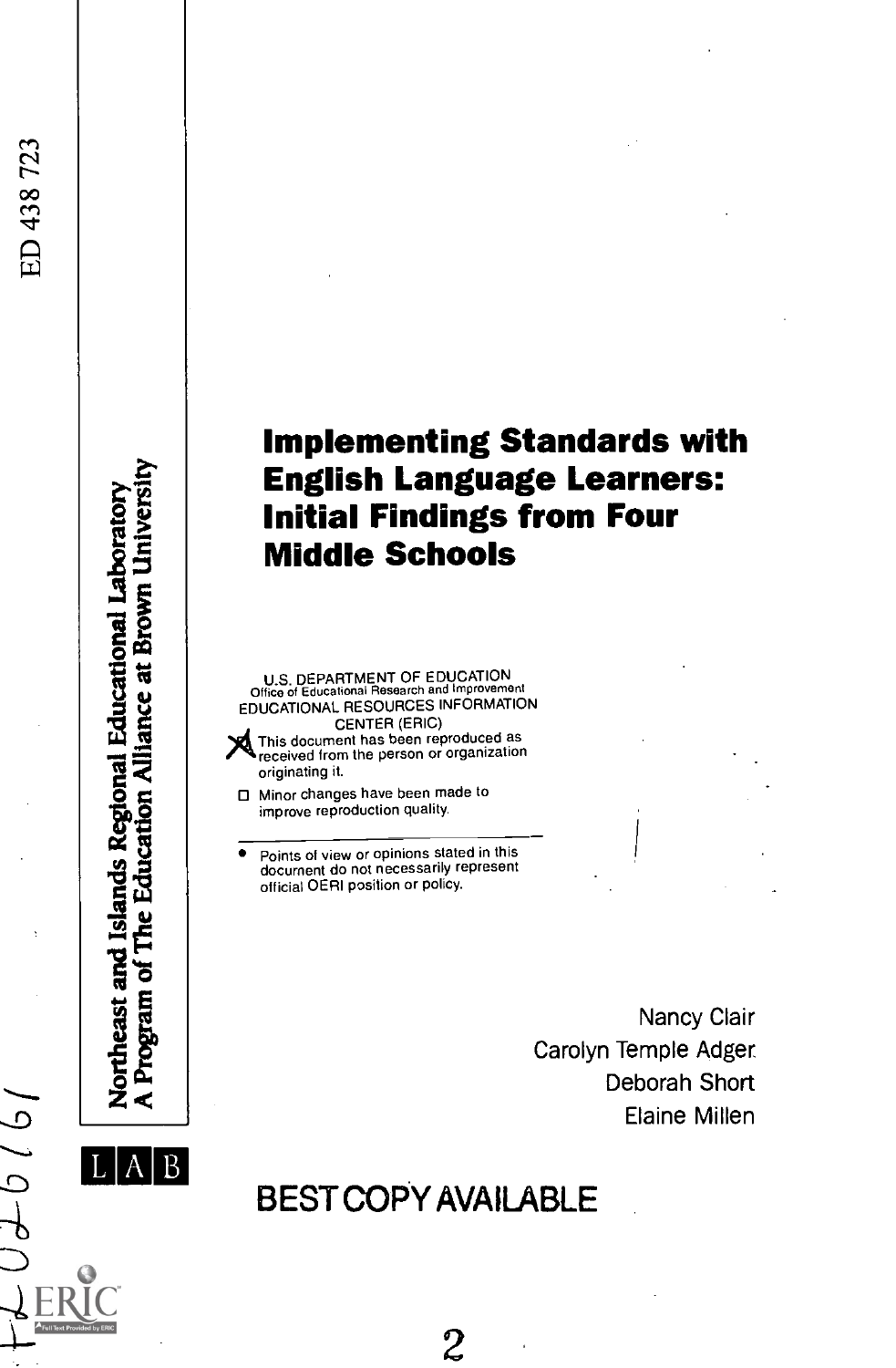ED 438 723

Northeast and Islands Regional Educational Laboratory
A Program of The Education Alliance at Brown University

# Implementing Standards with English Language Learners: Initial Findings from Four Middle Schools

U.S. DEPARTMENT OF EDUCATION
Office of Educational Research and Improvement
EDUCATIONAL RESOURCES INFORMATION CENTER (ERIC)

- [X] This document has been reproduced as received from the person or organization originating it.
- [ ] Minor changes have been made to improve reproduction quality.

- Points of view or opinions stated in this document do not necessarily represent official OERI position or policy.

Nancy Clair
Carolyn Temple Adger
Deborah Short
Elaine Millen

LAB

FL026161

BEST COPY AVAILABLE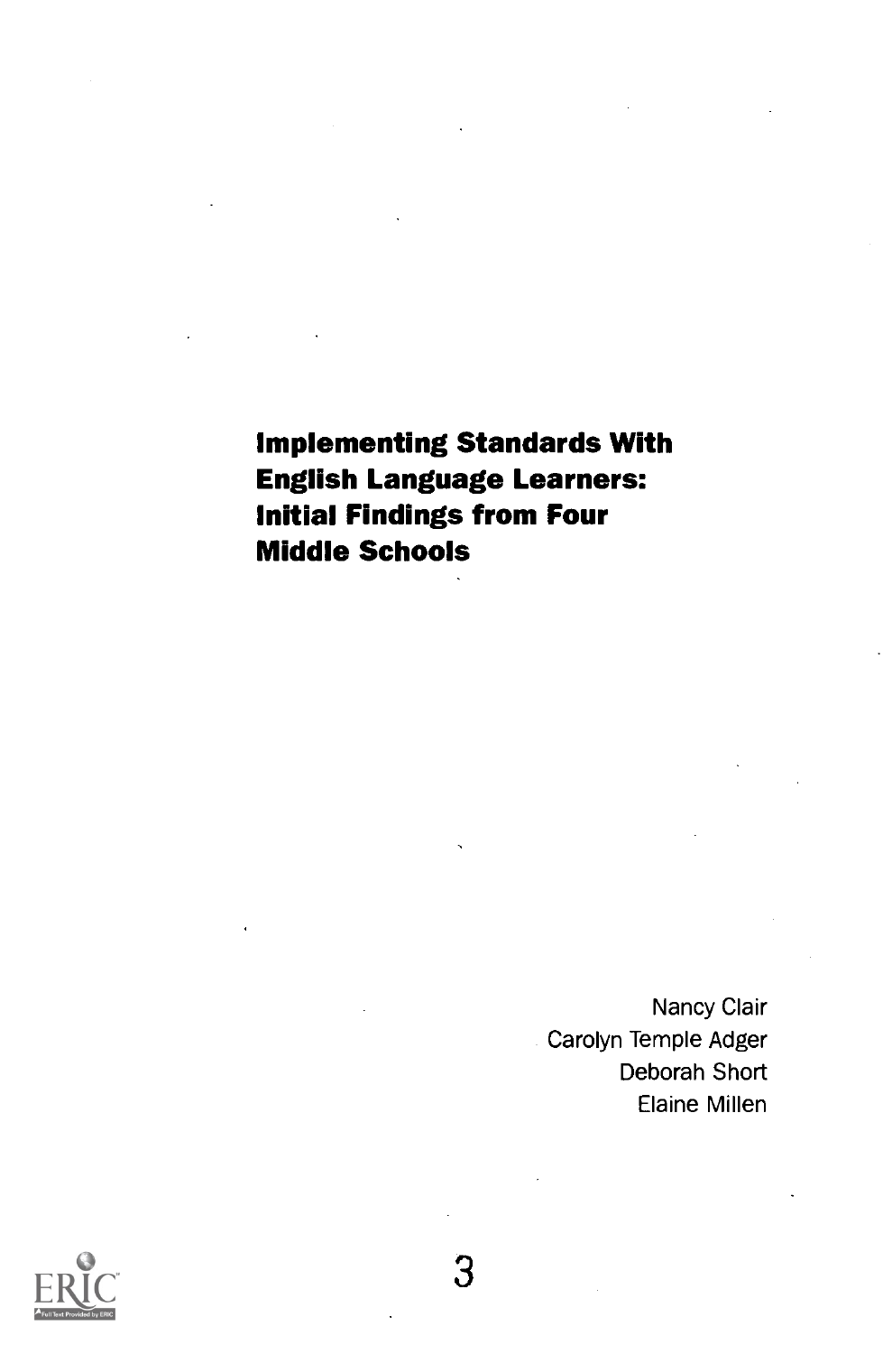# Implementing Standards With English Language Learners: Initial Findings from Four Middle Schools

Nancy Clair
Carolyn Temple Adger
Deborah Short
Elaine Millen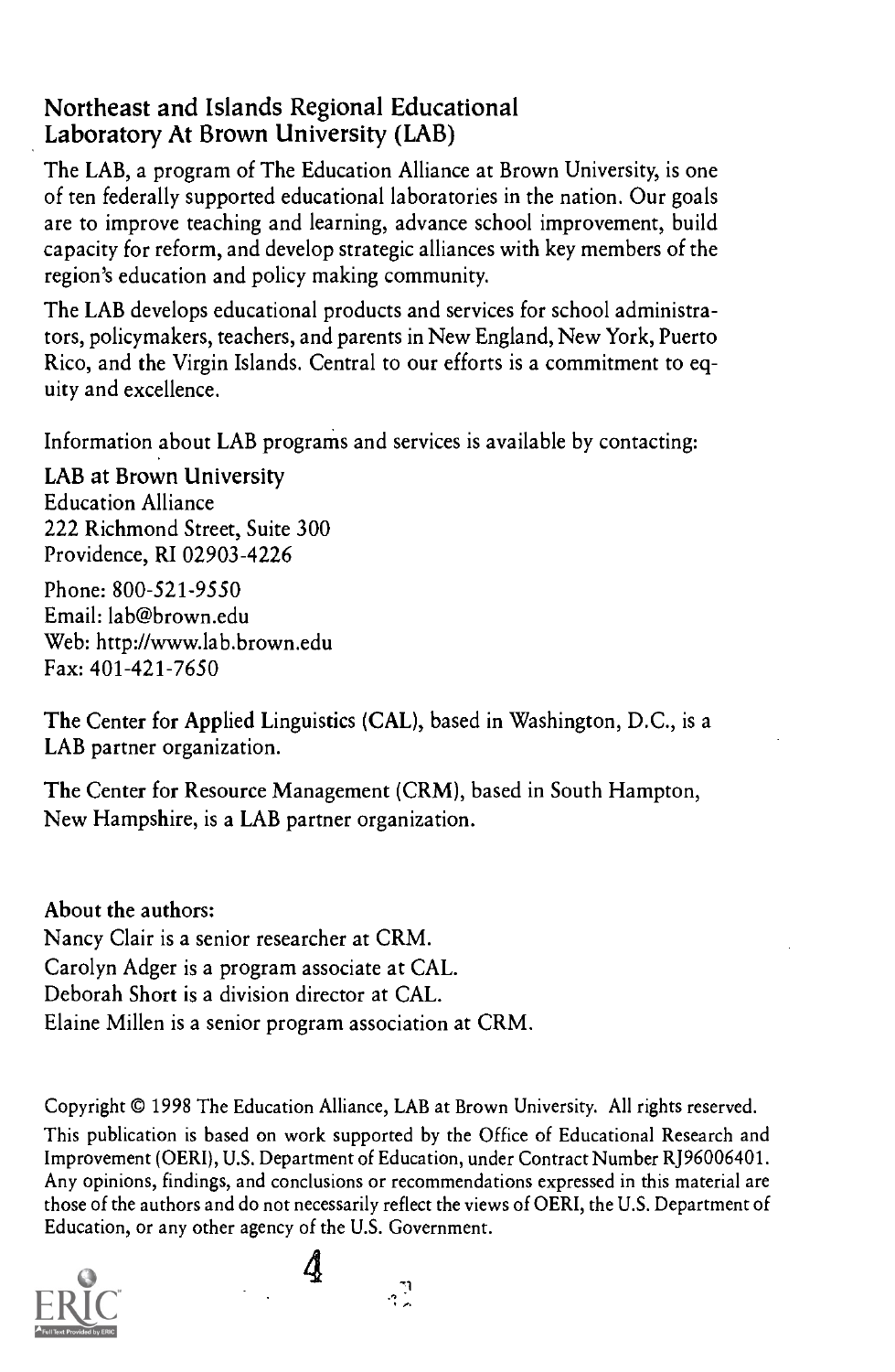## Northeast and Islands Regional Educational Laboratory At Brown University (LAB)

The LAB, a program of The Education Alliance at Brown University, is one of ten federally supported educational laboratories in the nation. Our goals are to improve teaching and learning, advance school improvement, build capacity for reform, and develop strategic alliances with key members of the region's education and policy making community.

The LAB develops educational products and services for school administrators, policymakers, teachers, and parents in New England, New York, Puerto Rico, and the Virgin Islands. Central to our efforts is a commitment to equity and excellence.

Information about LAB programs and services is available by contacting:

LAB at Brown University
Education Alliance
222 Richmond Street, Suite 300
Providence, RI 02903-4226

Phone: 800-521-9550
Email: lab@brown.edu
Web: http://www.lab.brown.edu
Fax: 401-421-7650

The Center for Applied Linguistics (CAL), based in Washington, D.C., is a LAB partner organization.

The Center for Resource Management (CRM), based in South Hampton, New Hampshire, is a LAB partner organization.

About the authors:
Nancy Clair is a senior researcher at CRM.
Carolyn Adger is a program associate at CAL.
Deborah Short is a division director at CAL.
Elaine Millen is a senior program association at CRM.

Copyright © 1998 The Education Alliance, LAB at Brown University. All rights reserved.

This publication is based on work supported by the Office of Educational Research and Improvement (OERI), U.S. Department of Education, under Contract Number RJ96006401. Any opinions, findings, and conclusions or recommendations expressed in this material are those of the authors and do not necessarily reflect the views of OERI, the U.S. Department of Education, or any other agency of the U.S. Government.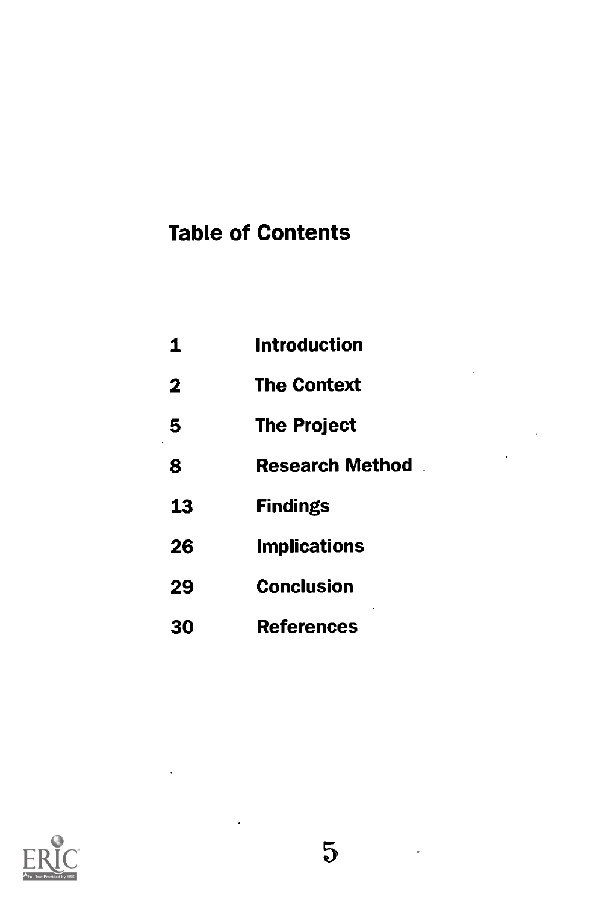## Table of Contents

| | |
|---|---|
| 1 | **Introduction** |
| 2 | **The Context** |
| 5 | **The Project** |
| 8 | **Research Method** |
| 13 | **Findings** |
| 26 | **Implications** |
| 29 | **Conclusion** |
| 30 | **References** |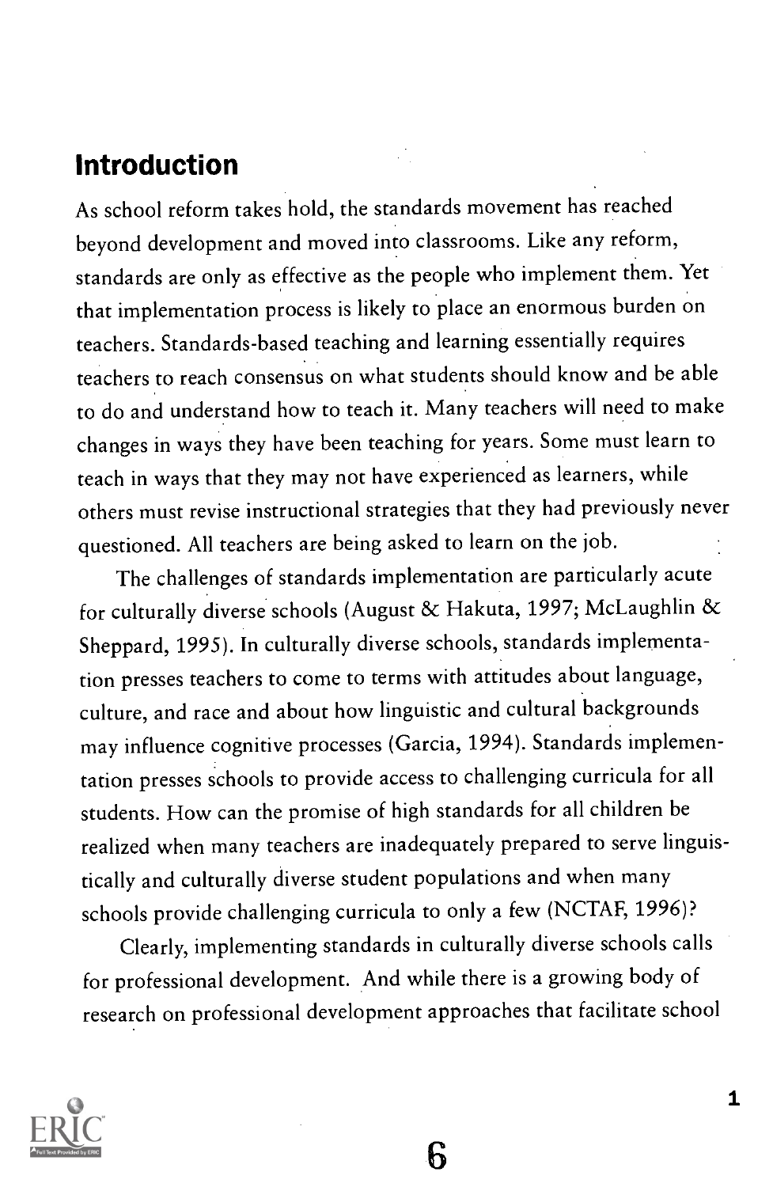## Introduction

As school reform takes hold, the standards movement has reached beyond development and moved into classrooms. Like any reform, standards are only as effective as the people who implement them. Yet that implementation process is likely to place an enormous burden on teachers. Standards-based teaching and learning essentially requires teachers to reach consensus on what students should know and be able to do and understand how to teach it. Many teachers will need to make changes in ways they have been teaching for years. Some must learn to teach in ways that they may not have experienced as learners, while others must revise instructional strategies that they had previously never questioned. All teachers are being asked to learn on the job.

The challenges of standards implementation are particularly acute for culturally diverse schools (August & Hakuta, 1997; McLaughlin & Sheppard, 1995). In culturally diverse schools, standards implementation presses teachers to come to terms with attitudes about language, culture, and race and about how linguistic and cultural backgrounds may influence cognitive processes (Garcia, 1994). Standards implementation presses schools to provide access to challenging curricula for all students. How can the promise of high standards for all children be realized when many teachers are inadequately prepared to serve linguistically and culturally diverse student populations and when many schools provide challenging curricula to only a few (NCTAF, 1996)?

Clearly, implementing standards in culturally diverse schools calls for professional development. And while there is a growing body of research on professional development approaches that facilitate school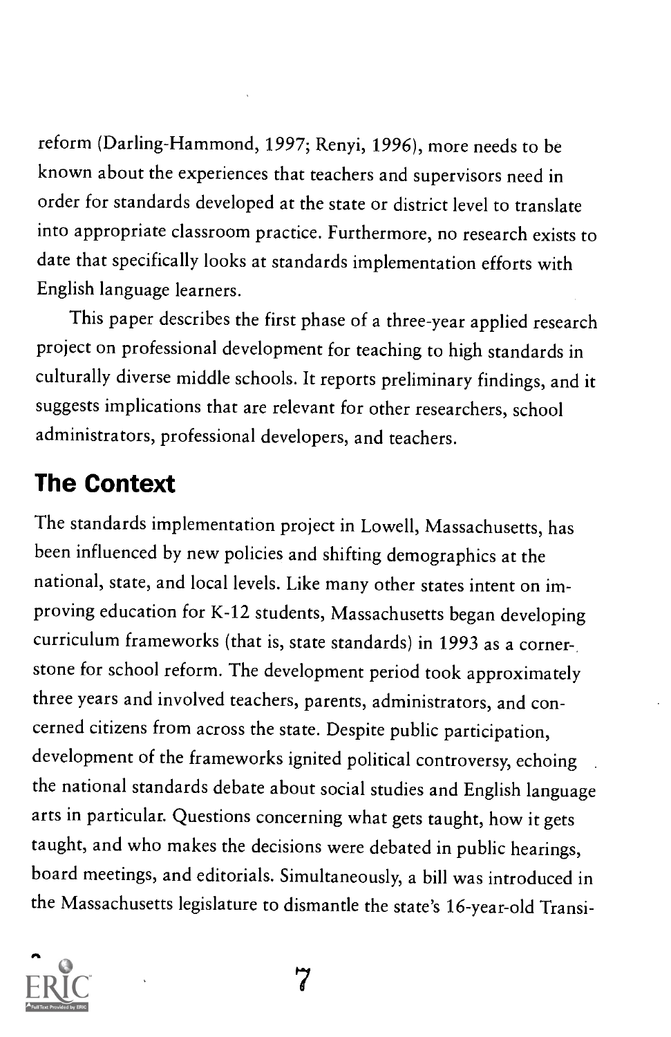reform (Darling-Hammond, 1997; Renyi, 1996), more needs to be known about the experiences that teachers and supervisors need in order for standards developed at the state or district level to translate into appropriate classroom practice. Furthermore, no research exists to date that specifically looks at standards implementation efforts with English language learners.

This paper describes the first phase of a three-year applied research project on professional development for teaching to high standards in culturally diverse middle schools. It reports preliminary findings, and it suggests implications that are relevant for other researchers, school administrators, professional developers, and teachers.

## The Context

The standards implementation project in Lowell, Massachusetts, has been influenced by new policies and shifting demographics at the national, state, and local levels. Like many other states intent on improving education for K-12 students, Massachusetts began developing curriculum frameworks (that is, state standards) in 1993 as a cornerstone for school reform. The development period took approximately three years and involved teachers, parents, administrators, and concerned citizens from across the state. Despite public participation, development of the frameworks ignited political controversy, echoing the national standards debate about social studies and English language arts in particular. Questions concerning what gets taught, how it gets taught, and who makes the decisions were debated in public hearings, board meetings, and editorials. Simultaneously, a bill was introduced in the Massachusetts legislature to dismantle the state's 16-year-old Transi-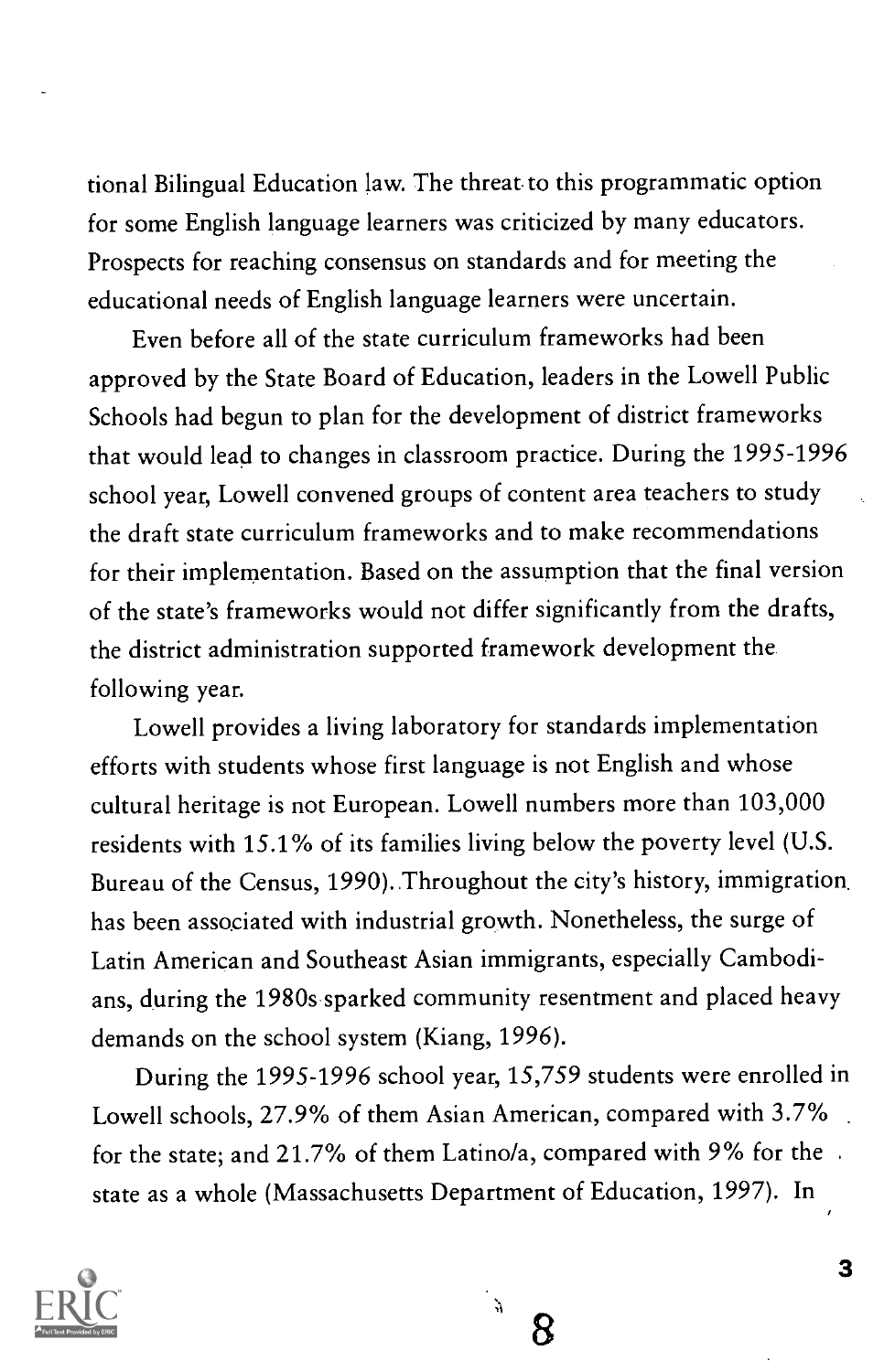tional Bilingual Education law. The threat to this programmatic option for some English language learners was criticized by many educators. Prospects for reaching consensus on standards and for meeting the educational needs of English language learners were uncertain.

Even before all of the state curriculum frameworks had been approved by the State Board of Education, leaders in the Lowell Public Schools had begun to plan for the development of district frameworks that would lead to changes in classroom practice. During the 1995-1996 school year, Lowell convened groups of content area teachers to study the draft state curriculum frameworks and to make recommendations for their implementation. Based on the assumption that the final version of the state's frameworks would not differ significantly from the drafts, the district administration supported framework development the following year.

Lowell provides a living laboratory for standards implementation efforts with students whose first language is not English and whose cultural heritage is not European. Lowell numbers more than 103,000 residents with 15.1% of its families living below the poverty level (U.S. Bureau of the Census, 1990). Throughout the city's history, immigration has been associated with industrial growth. Nonetheless, the surge of Latin American and Southeast Asian immigrants, especially Cambodians, during the 1980s sparked community resentment and placed heavy demands on the school system (Kiang, 1996).

During the 1995-1996 school year, 15,759 students were enrolled in Lowell schools, 27.9% of them Asian American, compared with 3.7% for the state; and 21.7% of them Latino/a, compared with 9% for the state as a whole (Massachusetts Department of Education, 1997). In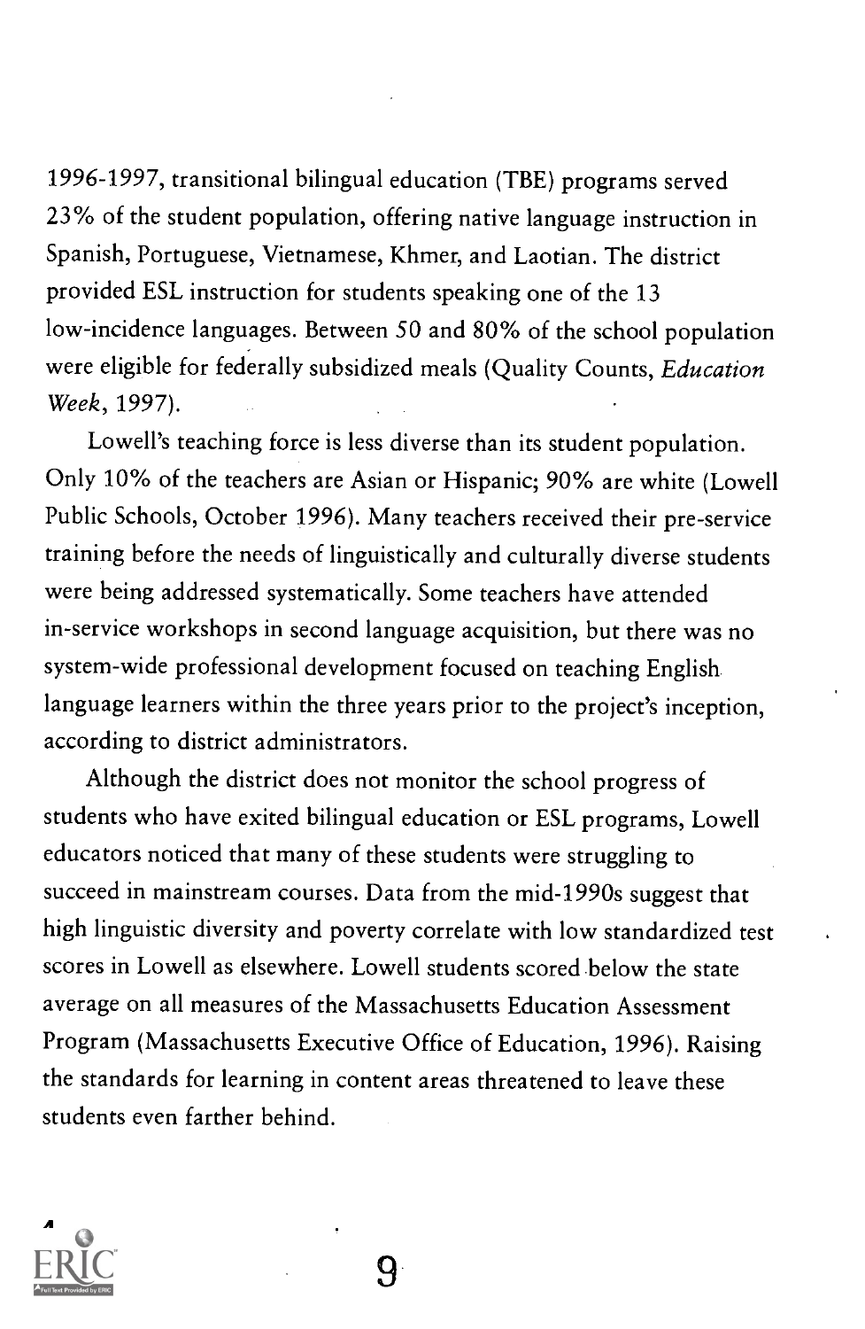1996-1997, transitional bilingual education (TBE) programs served 23% of the student population, offering native language instruction in Spanish, Portuguese, Vietnamese, Khmer, and Laotian. The district provided ESL instruction for students speaking one of the 13 low-incidence languages. Between 50 and 80% of the school population were eligible for federally subsidized meals (Quality Counts, *Education Week*, 1997).

Lowell's teaching force is less diverse than its student population. Only 10% of the teachers are Asian or Hispanic; 90% are white (Lowell Public Schools, October 1996). Many teachers received their pre-service training before the needs of linguistically and culturally diverse students were being addressed systematically. Some teachers have attended in-service workshops in second language acquisition, but there was no system-wide professional development focused on teaching English language learners within the three years prior to the project's inception, according to district administrators.

Although the district does not monitor the school progress of students who have exited bilingual education or ESL programs, Lowell educators noticed that many of these students were struggling to succeed in mainstream courses. Data from the mid-1990s suggest that high linguistic diversity and poverty correlate with low standardized test scores in Lowell as elsewhere. Lowell students scored below the state average on all measures of the Massachusetts Education Assessment Program (Massachusetts Executive Office of Education, 1996). Raising the standards for learning in content areas threatened to leave these students even farther behind.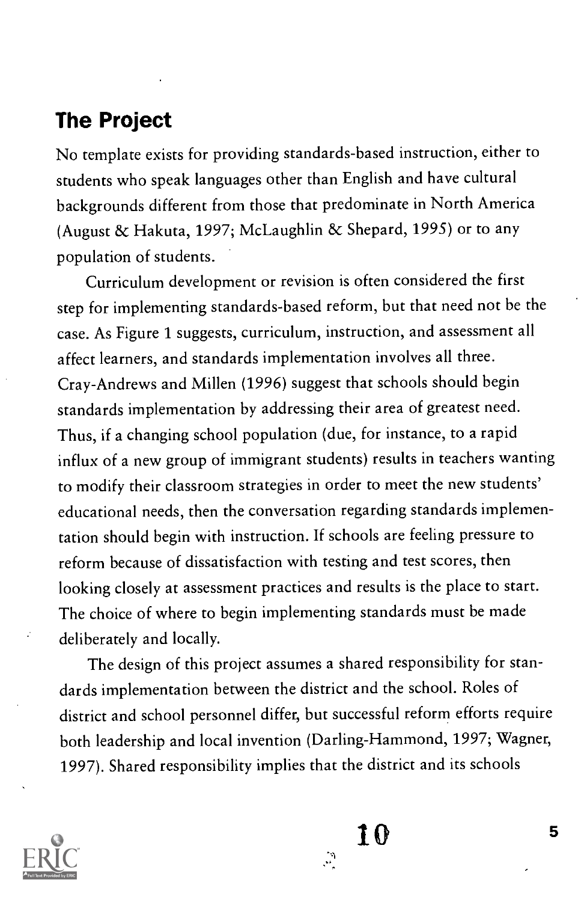## The Project

No template exists for providing standards-based instruction, either to students who speak languages other than English and have cultural backgrounds different from those that predominate in North America (August & Hakuta, 1997; McLaughlin & Shepard, 1995) or to any population of students.

Curriculum development or revision is often considered the first step for implementing standards-based reform, but that need not be the case. As Figure 1 suggests, curriculum, instruction, and assessment all affect learners, and standards implementation involves all three. Cray-Andrews and Millen (1996) suggest that schools should begin standards implementation by addressing their area of greatest need. Thus, if a changing school population (due, for instance, to a rapid influx of a new group of immigrant students) results in teachers wanting to modify their classroom strategies in order to meet the new students' educational needs, then the conversation regarding standards implementation should begin with instruction. If schools are feeling pressure to reform because of dissatisfaction with testing and test scores, then looking closely at assessment practices and results is the place to start. The choice of where to begin implementing standards must be made deliberately and locally.

The design of this project assumes a shared responsibility for standards implementation between the district and the school. Roles of district and school personnel differ, but successful reform efforts require both leadership and local invention (Darling-Hammond, 1997; Wagner, 1997). Shared responsibility implies that the district and its schools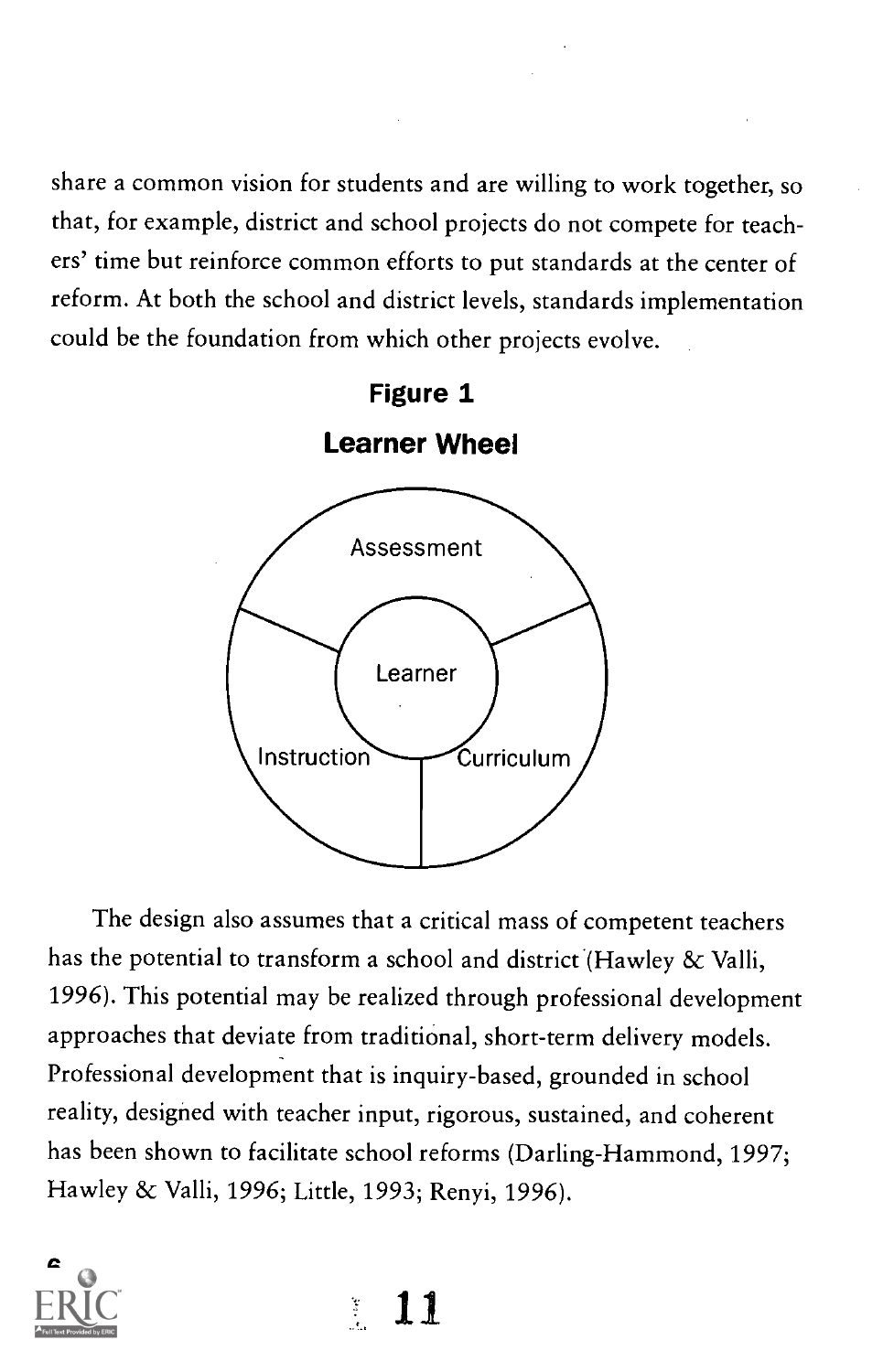share a common vision for students and are willing to work together, so that, for example, district and school projects do not compete for teachers' time but reinforce common efforts to put standards at the center of reform. At both the school and district levels, standards implementation could be the foundation from which other projects evolve.

**Figure 1**

**Learner Wheel**

Assessment

Learner

Instruction

Curriculum

The design also assumes that a critical mass of competent teachers has the potential to transform a school and district (Hawley & Valli, 1996). This potential may be realized through professional development approaches that deviate from traditional, short-term delivery models. Professional development that is inquiry-based, grounded in school reality, designed with teacher input, rigorous, sustained, and coherent has been shown to facilitate school reforms (Darling-Hammond, 1997; Hawley & Valli, 1996; Little, 1993; Renyi, 1996).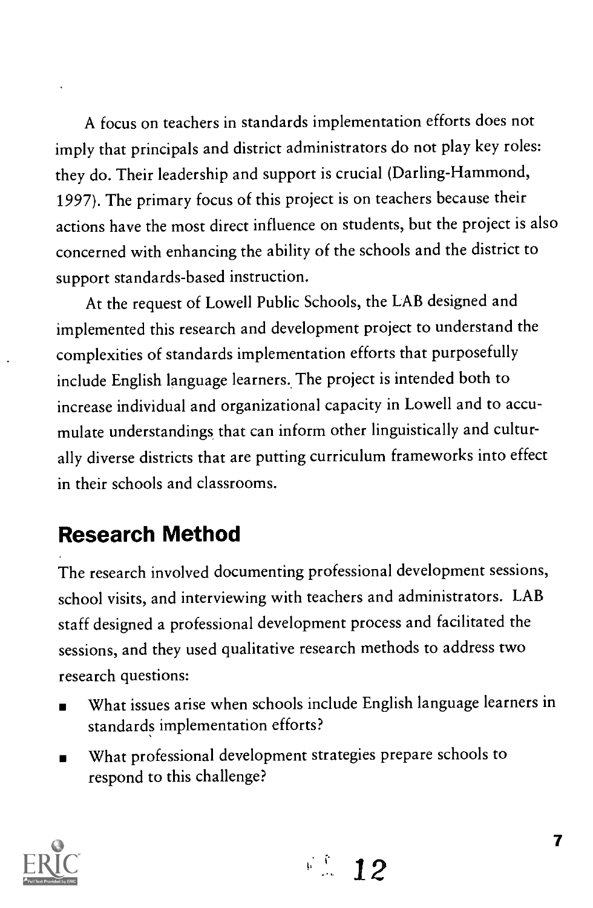A focus on teachers in standards implementation efforts does not imply that principals and district administrators do not play key roles: they do. Their leadership and support is crucial (Darling-Hammond, 1997). The primary focus of this project is on teachers because their actions have the most direct influence on students, but the project is also concerned with enhancing the ability of the schools and the district to support standards-based instruction.

At the request of Lowell Public Schools, the LAB designed and implemented this research and development project to understand the complexities of standards implementation efforts that purposefully include English language learners. The project is intended both to increase individual and organizational capacity in Lowell and to accumulate understandings that can inform other linguistically and culturally diverse districts that are putting curriculum frameworks into effect in their schools and classrooms.

## Research Method

The research involved documenting professional development sessions, school visits, and interviewing with teachers and administrators. LAB staff designed a professional development process and facilitated the sessions, and they used qualitative research methods to address two research questions:

- What issues arise when schools include English language learners in standards implementation efforts?
- What professional development strategies prepare schools to respond to this challenge?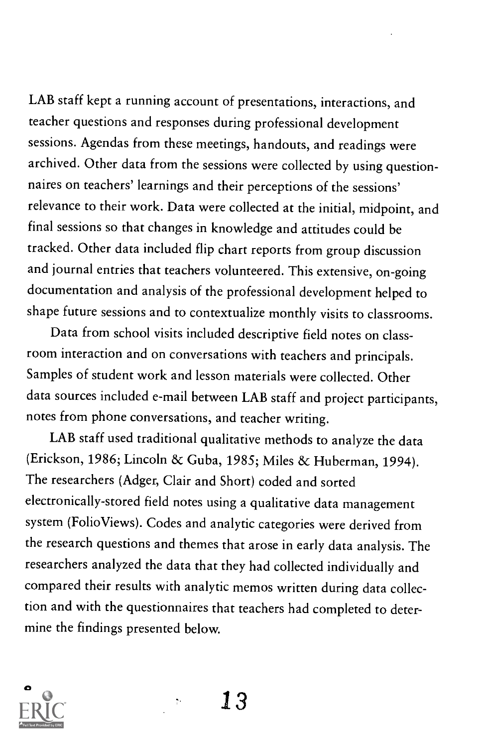LAB staff kept a running account of presentations, interactions, and teacher questions and responses during professional development sessions. Agendas from these meetings, handouts, and readings were archived. Other data from the sessions were collected by using questionnaires on teachers' learnings and their perceptions of the sessions' relevance to their work. Data were collected at the initial, midpoint, and final sessions so that changes in knowledge and attitudes could be tracked. Other data included flip chart reports from group discussion and journal entries that teachers volunteered. This extensive, on-going documentation and analysis of the professional development helped to shape future sessions and to contextualize monthly visits to classrooms.

Data from school visits included descriptive field notes on classroom interaction and on conversations with teachers and principals. Samples of student work and lesson materials were collected. Other data sources included e-mail between LAB staff and project participants, notes from phone conversations, and teacher writing.

LAB staff used traditional qualitative methods to analyze the data (Erickson, 1986; Lincoln & Guba, 1985; Miles & Huberman, 1994). The researchers (Adger, Clair and Short) coded and sorted electronically-stored field notes using a qualitative data management system (FolioViews). Codes and analytic categories were derived from the research questions and themes that arose in early data analysis. The researchers analyzed the data that they had collected individually and compared their results with analytic memos written during data collection and with the questionnaires that teachers had completed to determine the findings presented below.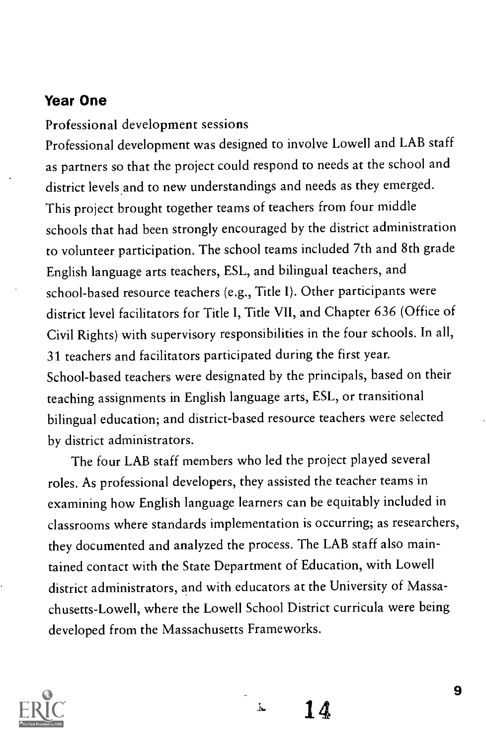## Year One

Professional development sessions

Professional development was designed to involve Lowell and LAB staff as partners so that the project could respond to needs at the school and district levels and to new understandings and needs as they emerged. This project brought together teams of teachers from four middle schools that had been strongly encouraged by the district administration to volunteer participation. The school teams included 7th and 8th grade English language arts teachers, ESL, and bilingual teachers, and school-based resource teachers (e.g., Title I). Other participants were district level facilitators for Title I, Title VII, and Chapter 636 (Office of Civil Rights) with supervisory responsibilities in the four schools. In all, 31 teachers and facilitators participated during the first year. School-based teachers were designated by the principals, based on their teaching assignments in English language arts, ESL, or transitional bilingual education; and district-based resource teachers were selected by district administrators.

The four LAB staff members who led the project played several roles. As professional developers, they assisted the teacher teams in examining how English language learners can be equitably included in classrooms where standards implementation is occurring; as researchers, they documented and analyzed the process. The LAB staff also maintained contact with the State Department of Education, with Lowell district administrators, and with educators at the University of Massachusetts-Lowell, where the Lowell School District curricula were being developed from the Massachusetts Frameworks.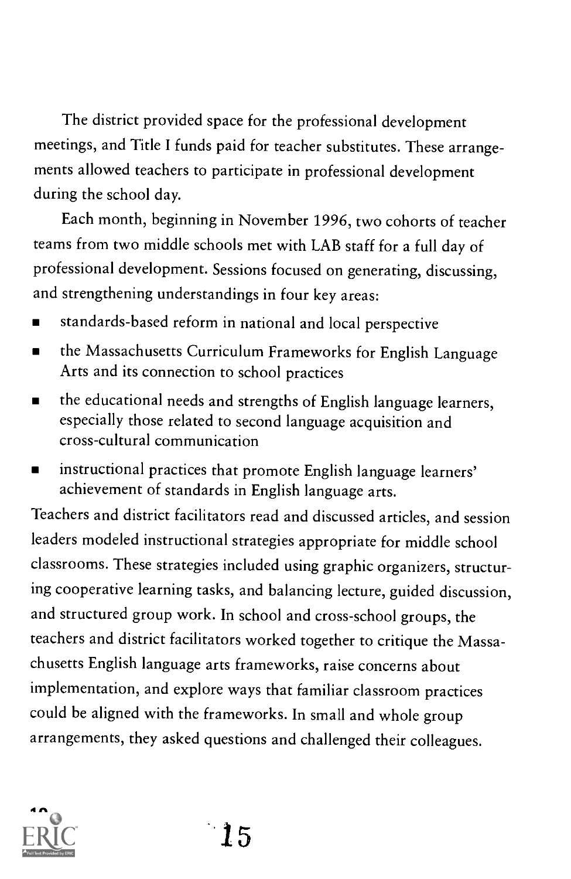The district provided space for the professional development meetings, and Title I funds paid for teacher substitutes. These arrangements allowed teachers to participate in professional development during the school day.

Each month, beginning in November 1996, two cohorts of teacher teams from two middle schools met with LAB staff for a full day of professional development. Sessions focused on generating, discussing, and strengthening understandings in four key areas:

- standards-based reform in national and local perspective
- the Massachusetts Curriculum Frameworks for English Language Arts and its connection to school practices
- the educational needs and strengths of English language learners, especially those related to second language acquisition and cross-cultural communication
- instructional practices that promote English language learners' achievement of standards in English language arts.

Teachers and district facilitators read and discussed articles, and session leaders modeled instructional strategies appropriate for middle school classrooms. These strategies included using graphic organizers, structuring cooperative learning tasks, and balancing lecture, guided discussion, and structured group work. In school and cross-school groups, the teachers and district facilitators worked together to critique the Massachusetts English language arts frameworks, raise concerns about implementation, and explore ways that familiar classroom practices could be aligned with the frameworks. In small and whole group arrangements, they asked questions and challenged their colleagues.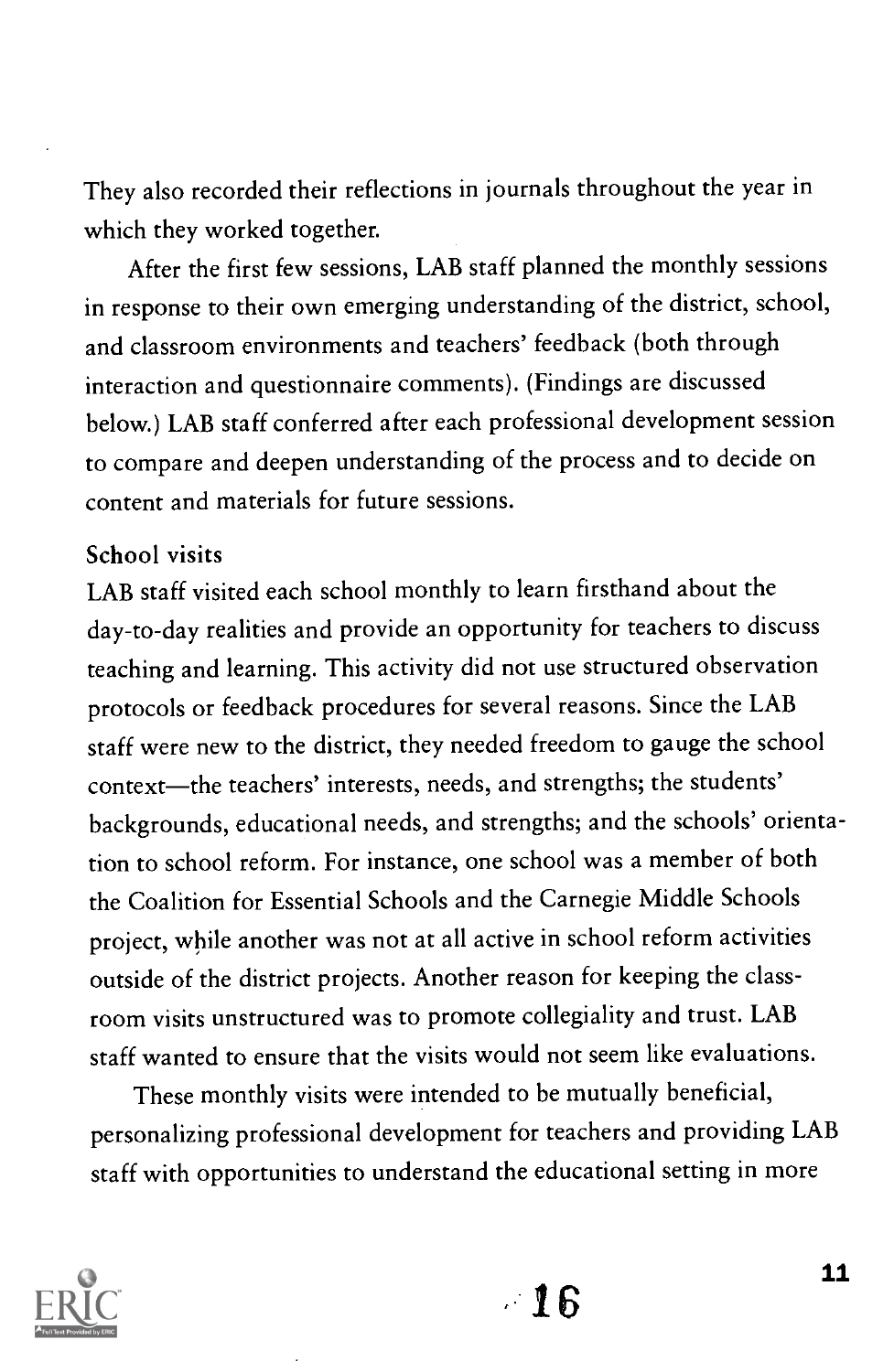They also recorded their reflections in journals throughout the year in which they worked together.

After the first few sessions, LAB staff planned the monthly sessions in response to their own emerging understanding of the district, school, and classroom environments and teachers' feedback (both through interaction and questionnaire comments). (Findings are discussed below.) LAB staff conferred after each professional development session to compare and deepen understanding of the process and to decide on content and materials for future sessions.

### School visits

LAB staff visited each school monthly to learn firsthand about the day-to-day realities and provide an opportunity for teachers to discuss teaching and learning. This activity did not use structured observation protocols or feedback procedures for several reasons. Since the LAB staff were new to the district, they needed freedom to gauge the school context—the teachers' interests, needs, and strengths; the students' backgrounds, educational needs, and strengths; and the schools' orientation to school reform. For instance, one school was a member of both the Coalition for Essential Schools and the Carnegie Middle Schools project, while another was not at all active in school reform activities outside of the district projects. Another reason for keeping the classroom visits unstructured was to promote collegiality and trust. LAB staff wanted to ensure that the visits would not seem like evaluations.

These monthly visits were intended to be mutually beneficial, personalizing professional development for teachers and providing LAB staff with opportunities to understand the educational setting in more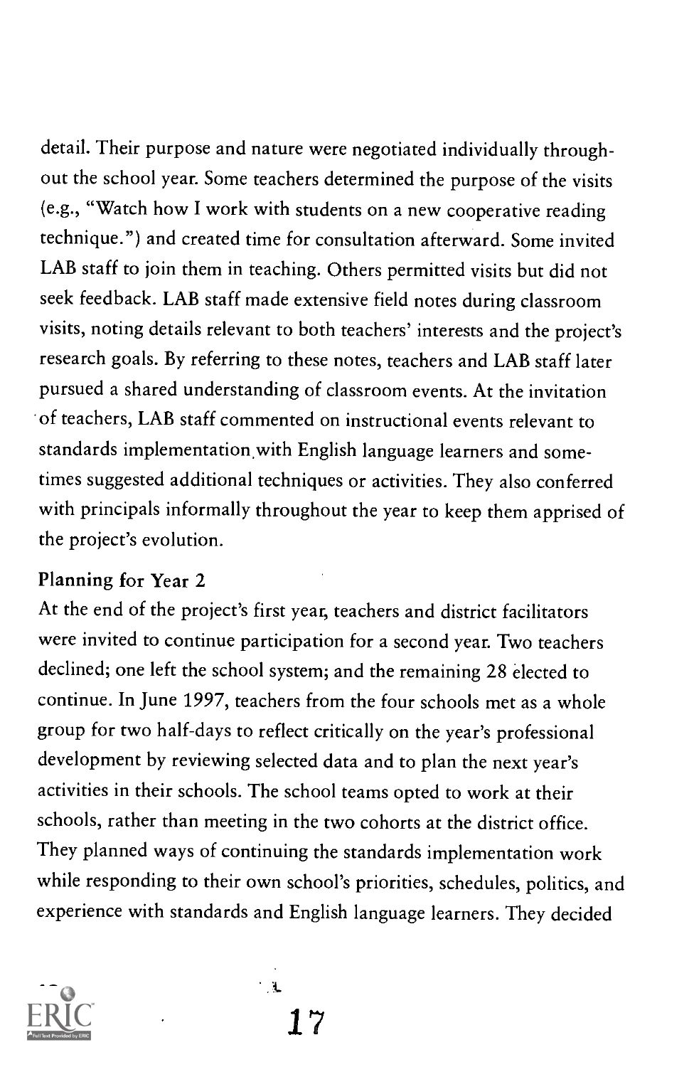detail. Their purpose and nature were negotiated individually throughout the school year. Some teachers determined the purpose of the visits (e.g., "Watch how I work with students on a new cooperative reading technique.") and created time for consultation afterward. Some invited LAB staff to join them in teaching. Others permitted visits but did not seek feedback. LAB staff made extensive field notes during classroom visits, noting details relevant to both teachers' interests and the project's research goals. By referring to these notes, teachers and LAB staff later pursued a shared understanding of classroom events. At the invitation of teachers, LAB staff commented on instructional events relevant to standards implementation with English language learners and sometimes suggested additional techniques or activities. They also conferred with principals informally throughout the year to keep them apprised of the project's evolution.

### Planning for Year 2

At the end of the project's first year, teachers and district facilitators were invited to continue participation for a second year. Two teachers declined; one left the school system; and the remaining 28 elected to continue. In June 1997, teachers from the four schools met as a whole group for two half-days to reflect critically on the year's professional development by reviewing selected data and to plan the next year's activities in their schools. The school teams opted to work at their schools, rather than meeting in the two cohorts at the district office. They planned ways of continuing the standards implementation work while responding to their own school's priorities, schedules, politics, and experience with standards and English language learners. They decided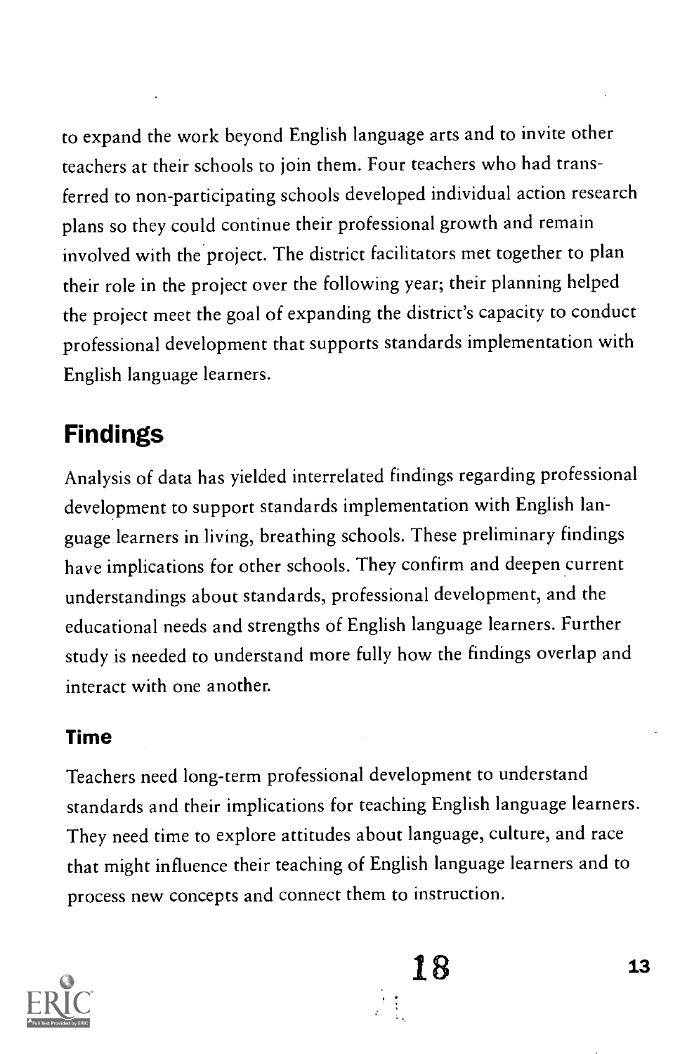to expand the work beyond English language arts and to invite other teachers at their schools to join them. Four teachers who had transferred to non-participating schools developed individual action research plans so they could continue their professional growth and remain involved with the project. The district facilitators met together to plan their role in the project over the following year; their planning helped the project meet the goal of expanding the district's capacity to conduct professional development that supports standards implementation with English language learners.

## Findings

Analysis of data has yielded interrelated findings regarding professional development to support standards implementation with English language learners in living, breathing schools. These preliminary findings have implications for other schools. They confirm and deepen current understandings about standards, professional development, and the educational needs and strengths of English language learners. Further study is needed to understand more fully how the findings overlap and interact with one another.

### Time

Teachers need long-term professional development to understand standards and their implications for teaching English language learners. They need time to explore attitudes about language, culture, and race that might influence their teaching of English language learners and to process new concepts and connect them to instruction.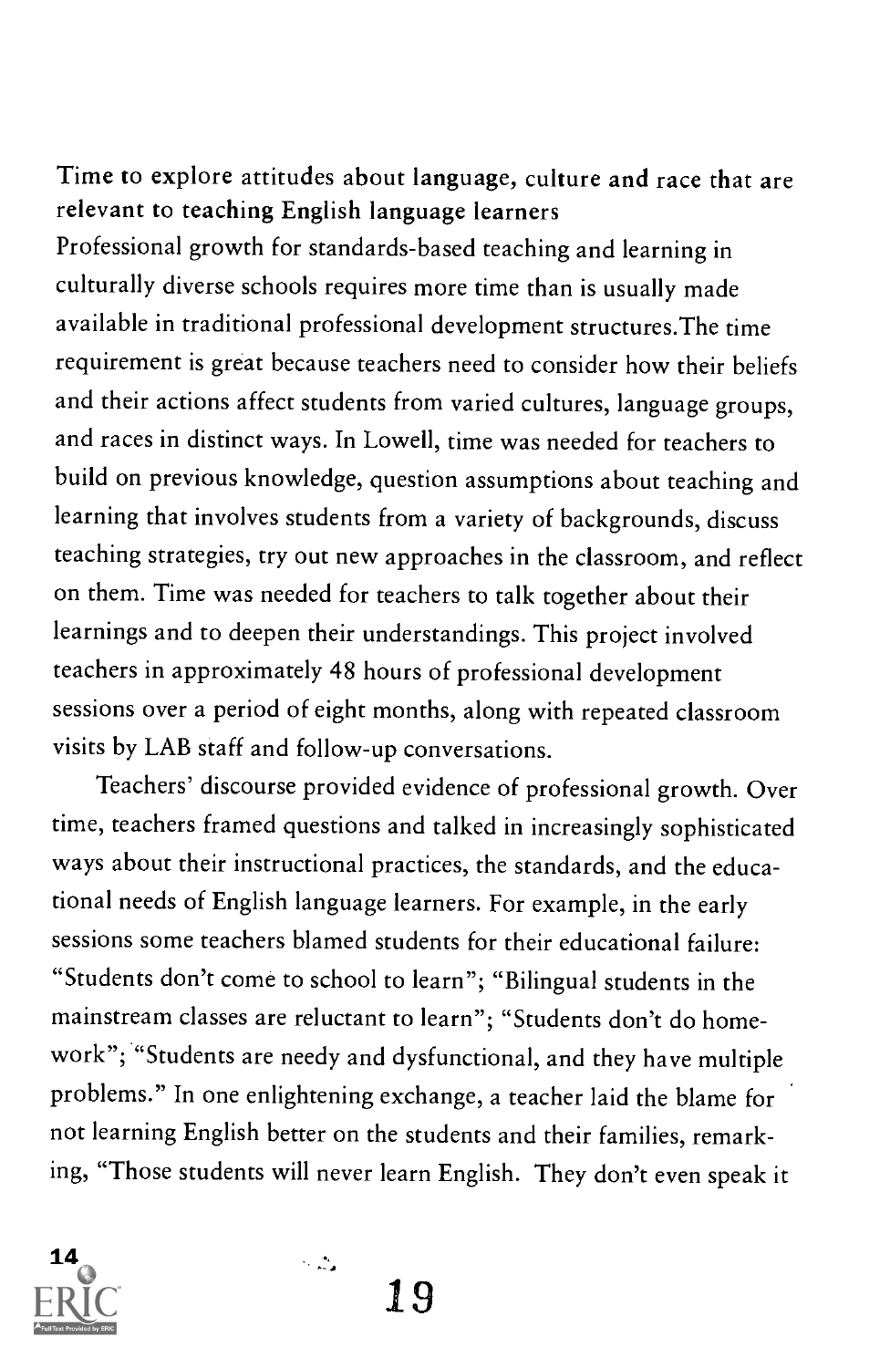### Time to explore attitudes about language, culture and race that are relevant to teaching English language learners

Professional growth for standards-based teaching and learning in culturally diverse schools requires more time than is usually made available in traditional professional development structures.The time requirement is great because teachers need to consider how their beliefs and their actions affect students from varied cultures, language groups, and races in distinct ways. In Lowell, time was needed for teachers to build on previous knowledge, question assumptions about teaching and learning that involves students from a variety of backgrounds, discuss teaching strategies, try out new approaches in the classroom, and reflect on them. Time was needed for teachers to talk together about their learnings and to deepen their understandings. This project involved teachers in approximately 48 hours of professional development sessions over a period of eight months, along with repeated classroom visits by LAB staff and follow-up conversations.

Teachers' discourse provided evidence of professional growth. Over time, teachers framed questions and talked in increasingly sophisticated ways about their instructional practices, the standards, and the educational needs of English language learners. For example, in the early sessions some teachers blamed students for their educational failure: "Students don't come to school to learn"; "Bilingual students in the mainstream classes are reluctant to learn"; "Students don't do homework"; "Students are needy and dysfunctional, and they have multiple problems." In one enlightening exchange, a teacher laid the blame for not learning English better on the students and their families, remarking, "Those students will never learn English. They don't even speak it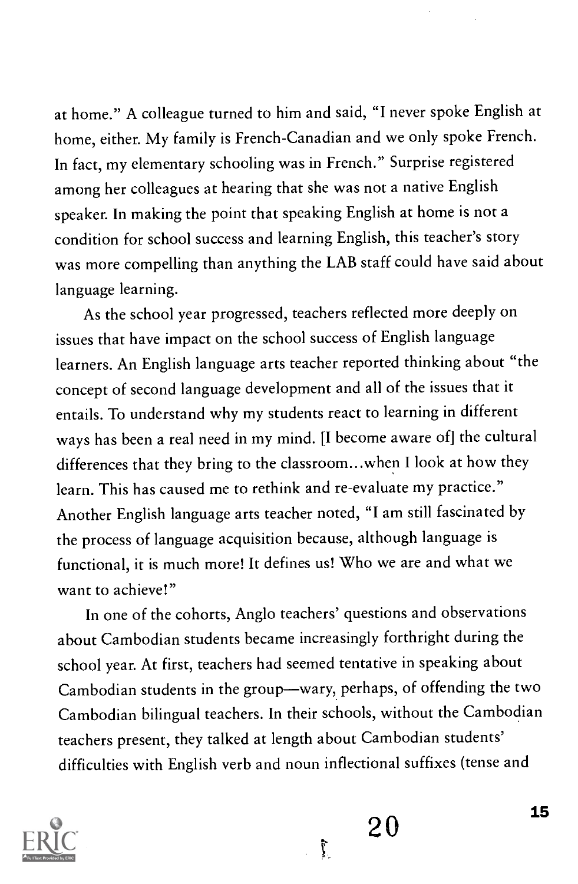at home." A colleague turned to him and said, "I never spoke English at home, either. My family is French-Canadian and we only spoke French. In fact, my elementary schooling was in French." Surprise registered among her colleagues at hearing that she was not a native English speaker. In making the point that speaking English at home is not a condition for school success and learning English, this teacher's story was more compelling than anything the LAB staff could have said about language learning.

As the school year progressed, teachers reflected more deeply on issues that have impact on the school success of English language learners. An English language arts teacher reported thinking about "the concept of second language development and all of the issues that it entails. To understand why my students react to learning in different ways has been a real need in my mind. [I become aware of] the cultural differences that they bring to the classroom...when I look at how they learn. This has caused me to rethink and re-evaluate my practice." Another English language arts teacher noted, "I am still fascinated by the process of language acquisition because, although language is functional, it is much more! It defines us! Who we are and what we want to achieve!"

In one of the cohorts, Anglo teachers' questions and observations about Cambodian students became increasingly forthright during the school year. At first, teachers had seemed tentative in speaking about Cambodian students in the group—wary, perhaps, of offending the two Cambodian bilingual teachers. In their schools, without the Cambodian teachers present, they talked at length about Cambodian students' difficulties with English verb and noun inflectional suffixes (tense and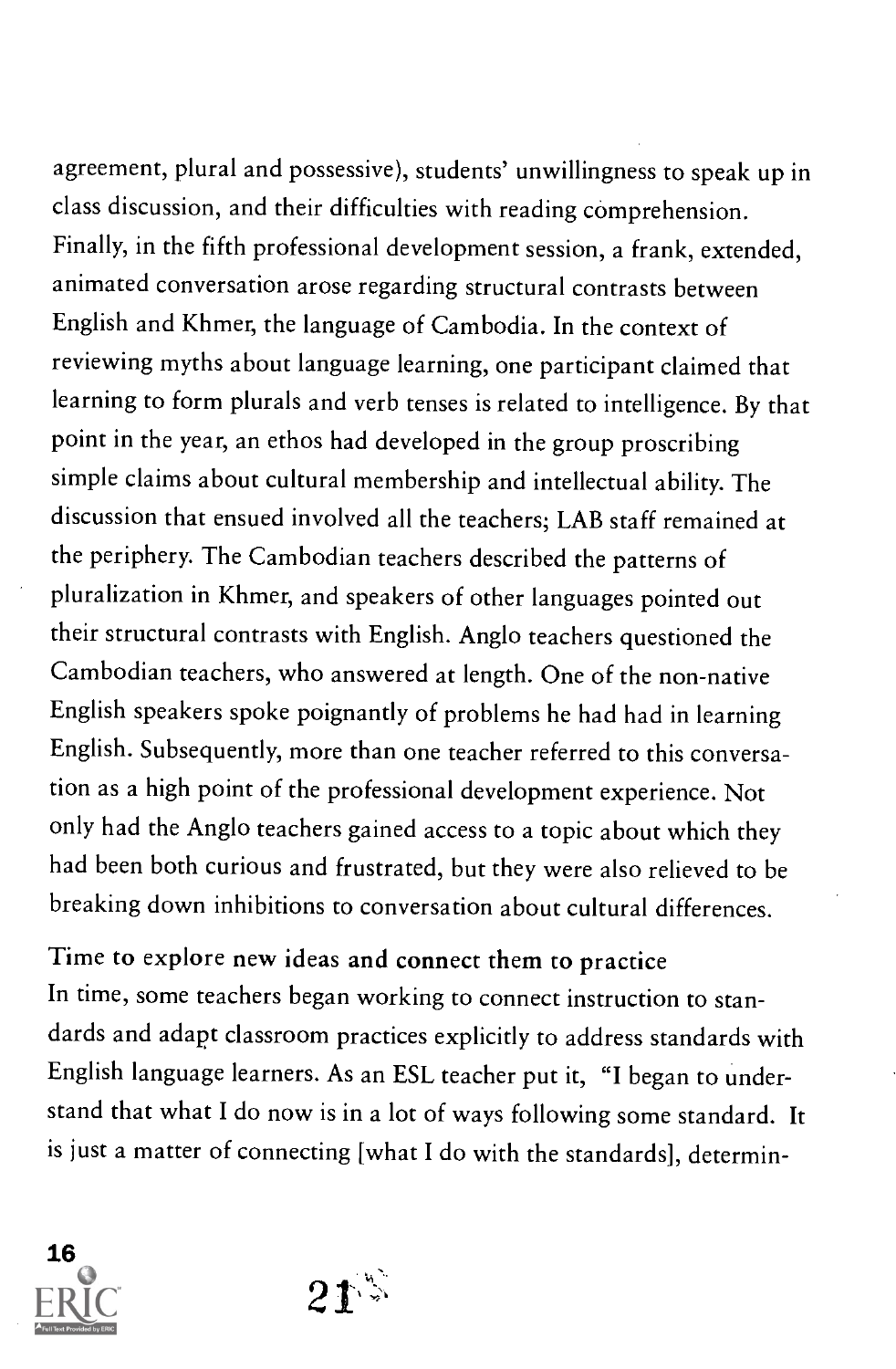agreement, plural and possessive), students' unwillingness to speak up in class discussion, and their difficulties with reading comprehension. Finally, in the fifth professional development session, a frank, extended, animated conversation arose regarding structural contrasts between English and Khmer, the language of Cambodia. In the context of reviewing myths about language learning, one participant claimed that learning to form plurals and verb tenses is related to intelligence. By that point in the year, an ethos had developed in the group proscribing simple claims about cultural membership and intellectual ability. The discussion that ensued involved all the teachers; LAB staff remained at the periphery. The Cambodian teachers described the patterns of pluralization in Khmer, and speakers of other languages pointed out their structural contrasts with English. Anglo teachers questioned the Cambodian teachers, who answered at length. One of the non-native English speakers spoke poignantly of problems he had had in learning English. Subsequently, more than one teacher referred to this conversation as a high point of the professional development experience. Not only had the Anglo teachers gained access to a topic about which they had been both curious and frustrated, but they were also relieved to be breaking down inhibitions to conversation about cultural differences.

### Time to explore new ideas and connect them to practice

In time, some teachers began working to connect instruction to standards and adapt classroom practices explicitly to address standards with English language learners. As an ESL teacher put it, "I began to understand that what I do now is in a lot of ways following some standard. It is just a matter of connecting [what I do with the standards], determin-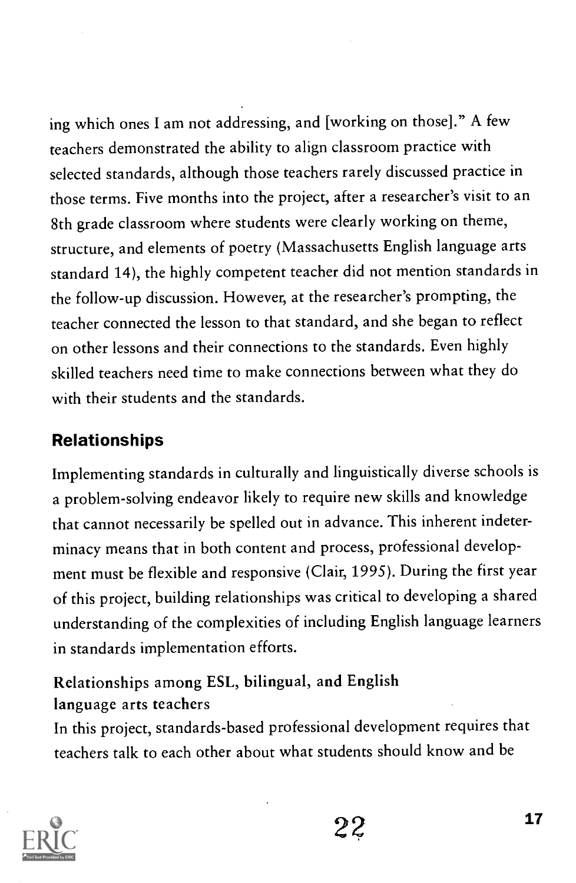ing which ones I am not addressing, and [working on those]." A few teachers demonstrated the ability to align classroom practice with selected standards, although those teachers rarely discussed practice in those terms. Five months into the project, after a researcher's visit to an 8th grade classroom where students were clearly working on theme, structure, and elements of poetry (Massachusetts English language arts standard 14), the highly competent teacher did not mention standards in the follow-up discussion. However, at the researcher's prompting, the teacher connected the lesson to that standard, and she began to reflect on other lessons and their connections to the standards. Even highly skilled teachers need time to make connections between what they do with their students and the standards.

## Relationships

Implementing standards in culturally and linguistically diverse schools is a problem-solving endeavor likely to require new skills and knowledge that cannot necessarily be spelled out in advance. This inherent indeterminacy means that in both content and process, professional development must be flexible and responsive (Clair, 1995). During the first year of this project, building relationships was critical to developing a shared understanding of the complexities of including English language learners in standards implementation efforts.

### Relationships among ESL, bilingual, and English language arts teachers

In this project, standards-based professional development requires that teachers talk to each other about what students should know and be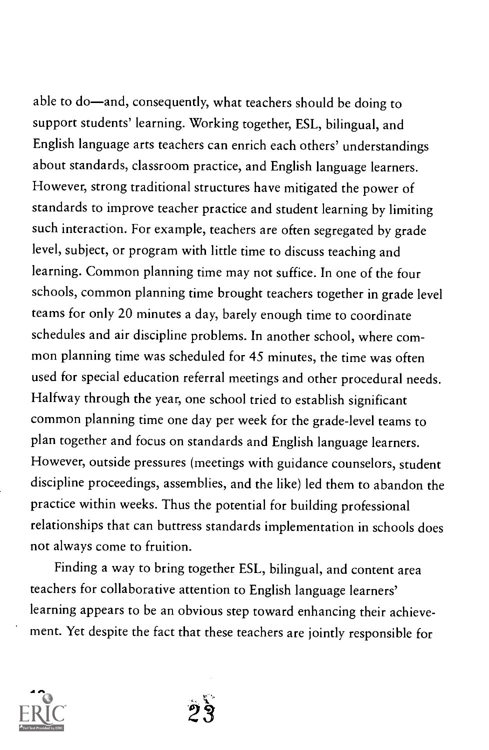able to do—and, consequently, what teachers should be doing to support students' learning. Working together, ESL, bilingual, and English language arts teachers can enrich each others' understandings about standards, classroom practice, and English language learners. However, strong traditional structures have mitigated the power of standards to improve teacher practice and student learning by limiting such interaction. For example, teachers are often segregated by grade level, subject, or program with little time to discuss teaching and learning. Common planning time may not suffice. In one of the four schools, common planning time brought teachers together in grade level teams for only 20 minutes a day, barely enough time to coordinate schedules and air discipline problems. In another school, where common planning time was scheduled for 45 minutes, the time was often used for special education referral meetings and other procedural needs. Halfway through the year, one school tried to establish significant common planning time one day per week for the grade-level teams to plan together and focus on standards and English language learners. However, outside pressures (meetings with guidance counselors, student discipline proceedings, assemblies, and the like) led them to abandon the practice within weeks. Thus the potential for building professional relationships that can buttress standards implementation in schools does not always come to fruition.

Finding a way to bring together ESL, bilingual, and content area teachers for collaborative attention to English language learners' learning appears to be an obvious step toward enhancing their achievement. Yet despite the fact that these teachers are jointly responsible for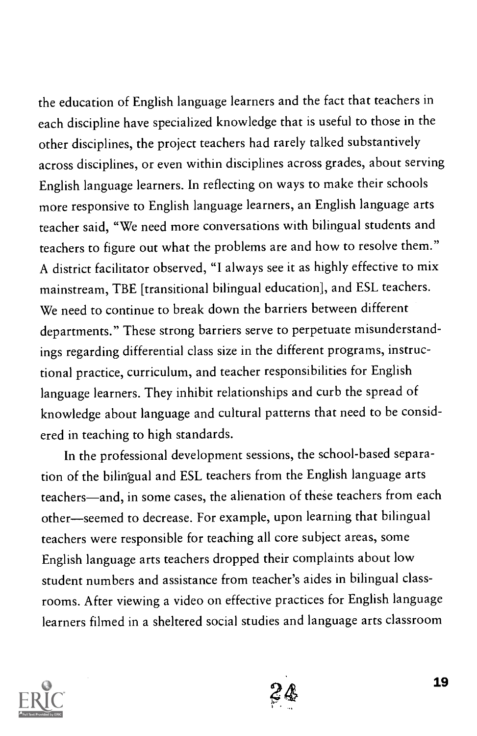the education of English language learners and the fact that teachers in each discipline have specialized knowledge that is useful to those in the other disciplines, the project teachers had rarely talked substantively across disciplines, or even within disciplines across grades, about serving English language learners. In reflecting on ways to make their schools more responsive to English language learners, an English language arts teacher said, "We need more conversations with bilingual students and teachers to figure out what the problems are and how to resolve them." A district facilitator observed, "I always see it as highly effective to mix mainstream, TBE [transitional bilingual education], and ESL teachers. We need to continue to break down the barriers between different departments." These strong barriers serve to perpetuate misunderstandings regarding differential class size in the different programs, instructional practice, curriculum, and teacher responsibilities for English language learners. They inhibit relationships and curb the spread of knowledge about language and cultural patterns that need to be considered in teaching to high standards.

In the professional development sessions, the school-based separation of the bilingual and ESL teachers from the English language arts teachers—and, in some cases, the alienation of these teachers from each other—seemed to decrease. For example, upon learning that bilingual teachers were responsible for teaching all core subject areas, some English language arts teachers dropped their complaints about low student numbers and assistance from teacher's aides in bilingual classrooms. After viewing a video on effective practices for English language learners filmed in a sheltered social studies and language arts classroom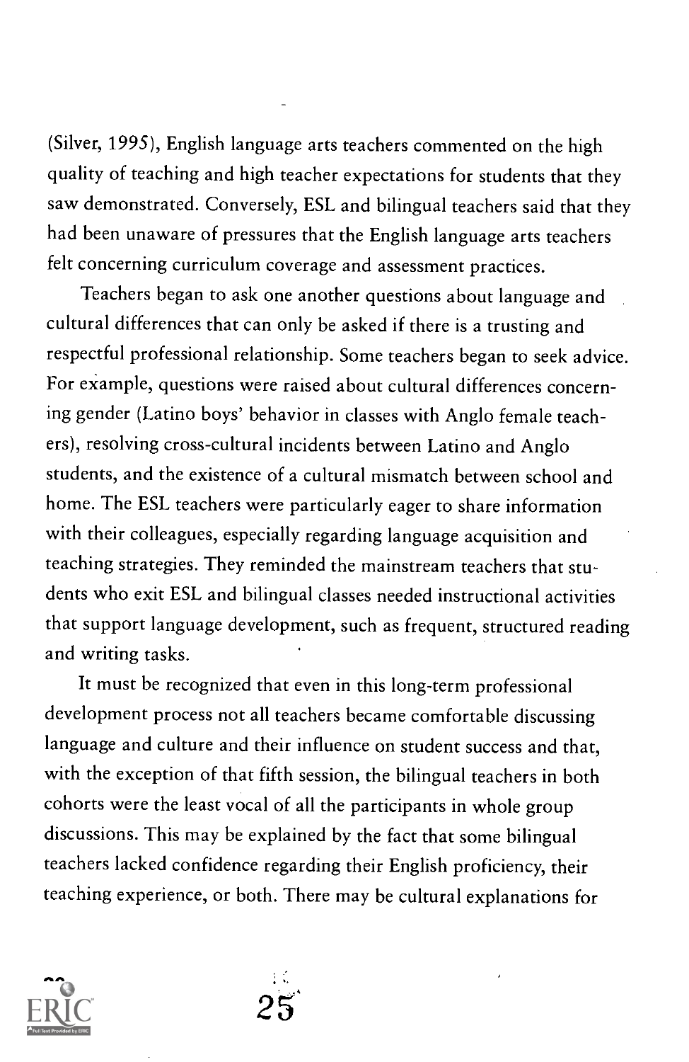(Silver, 1995), English language arts teachers commented on the high quality of teaching and high teacher expectations for students that they saw demonstrated. Conversely, ESL and bilingual teachers said that they had been unaware of pressures that the English language arts teachers felt concerning curriculum coverage and assessment practices.

Teachers began to ask one another questions about language and cultural differences that can only be asked if there is a trusting and respectful professional relationship. Some teachers began to seek advice. For example, questions were raised about cultural differences concerning gender (Latino boys' behavior in classes with Anglo female teachers), resolving cross-cultural incidents between Latino and Anglo students, and the existence of a cultural mismatch between school and home. The ESL teachers were particularly eager to share information with their colleagues, especially regarding language acquisition and teaching strategies. They reminded the mainstream teachers that students who exit ESL and bilingual classes needed instructional activities that support language development, such as frequent, structured reading and writing tasks.

It must be recognized that even in this long-term professional development process not all teachers became comfortable discussing language and culture and their influence on student success and that, with the exception of that fifth session, the bilingual teachers in both cohorts were the least vocal of all the participants in whole group discussions. This may be explained by the fact that some bilingual teachers lacked confidence regarding their English proficiency, their teaching experience, or both. There may be cultural explanations for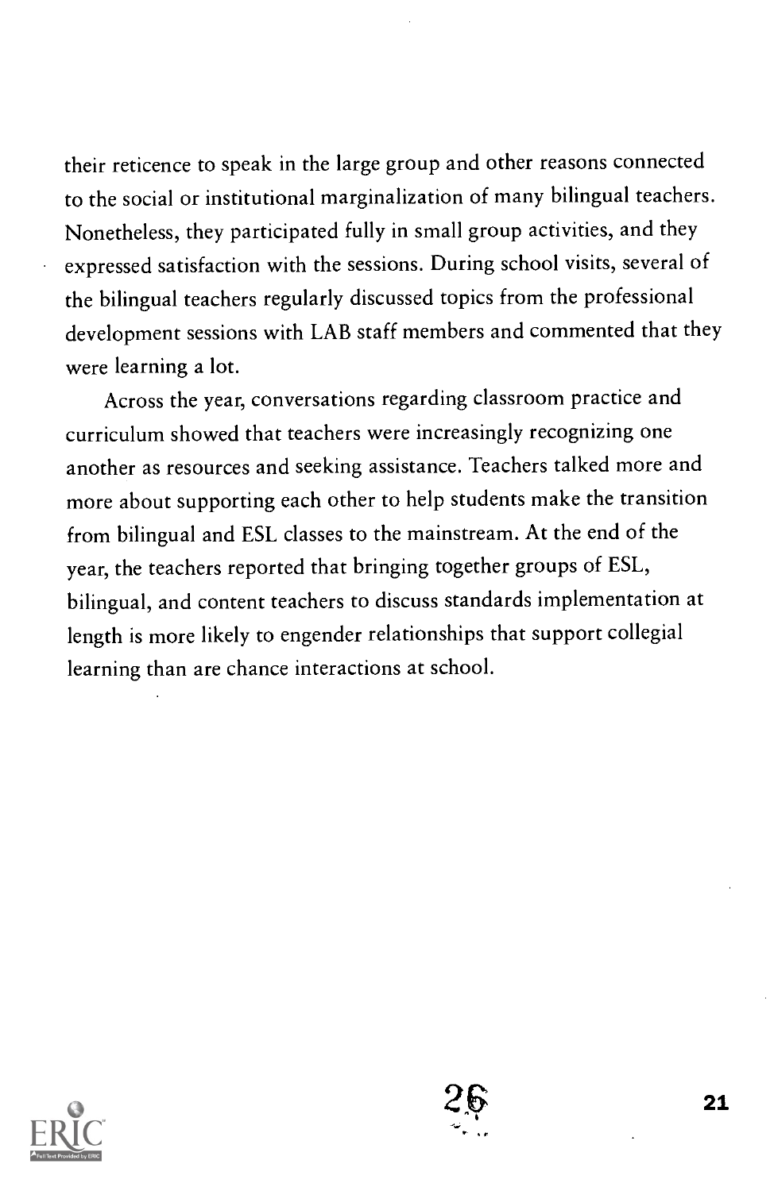their reticence to speak in the large group and other reasons connected to the social or institutional marginalization of many bilingual teachers. Nonetheless, they participated fully in small group activities, and they expressed satisfaction with the sessions. During school visits, several of the bilingual teachers regularly discussed topics from the professional development sessions with LAB staff members and commented that they were learning a lot.

Across the year, conversations regarding classroom practice and curriculum showed that teachers were increasingly recognizing one another as resources and seeking assistance. Teachers talked more and more about supporting each other to help students make the transition from bilingual and ESL classes to the mainstream. At the end of the year, the teachers reported that bringing together groups of ESL, bilingual, and content teachers to discuss standards implementation at length is more likely to engender relationships that support collegial learning than are chance interactions at school.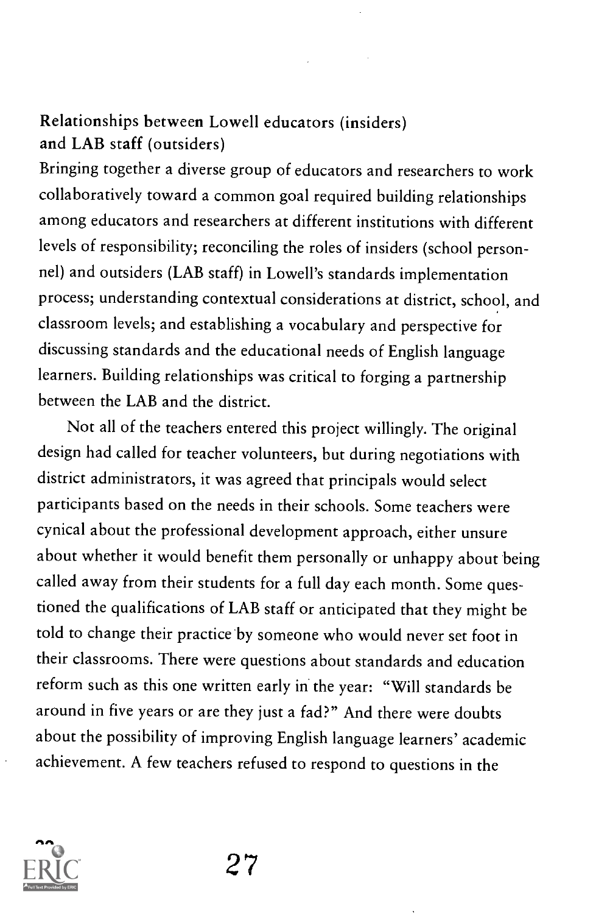### Relationships between Lowell educators (insiders) and LAB staff (outsiders)

Bringing together a diverse group of educators and researchers to work collaboratively toward a common goal required building relationships among educators and researchers at different institutions with different levels of responsibility; reconciling the roles of insiders (school personnel) and outsiders (LAB staff) in Lowell's standards implementation process; understanding contextual considerations at district, school, and classroom levels; and establishing a vocabulary and perspective for discussing standards and the educational needs of English language learners. Building relationships was critical to forging a partnership between the LAB and the district.

Not all of the teachers entered this project willingly. The original design had called for teacher volunteers, but during negotiations with district administrators, it was agreed that principals would select participants based on the needs in their schools. Some teachers were cynical about the professional development approach, either unsure about whether it would benefit them personally or unhappy about being called away from their students for a full day each month. Some questioned the qualifications of LAB staff or anticipated that they might be told to change their practice by someone who would never set foot in their classrooms. There were questions about standards and education reform such as this one written early in the year: "Will standards be around in five years or are they just a fad?" And there were doubts about the possibility of improving English language learners' academic achievement. A few teachers refused to respond to questions in the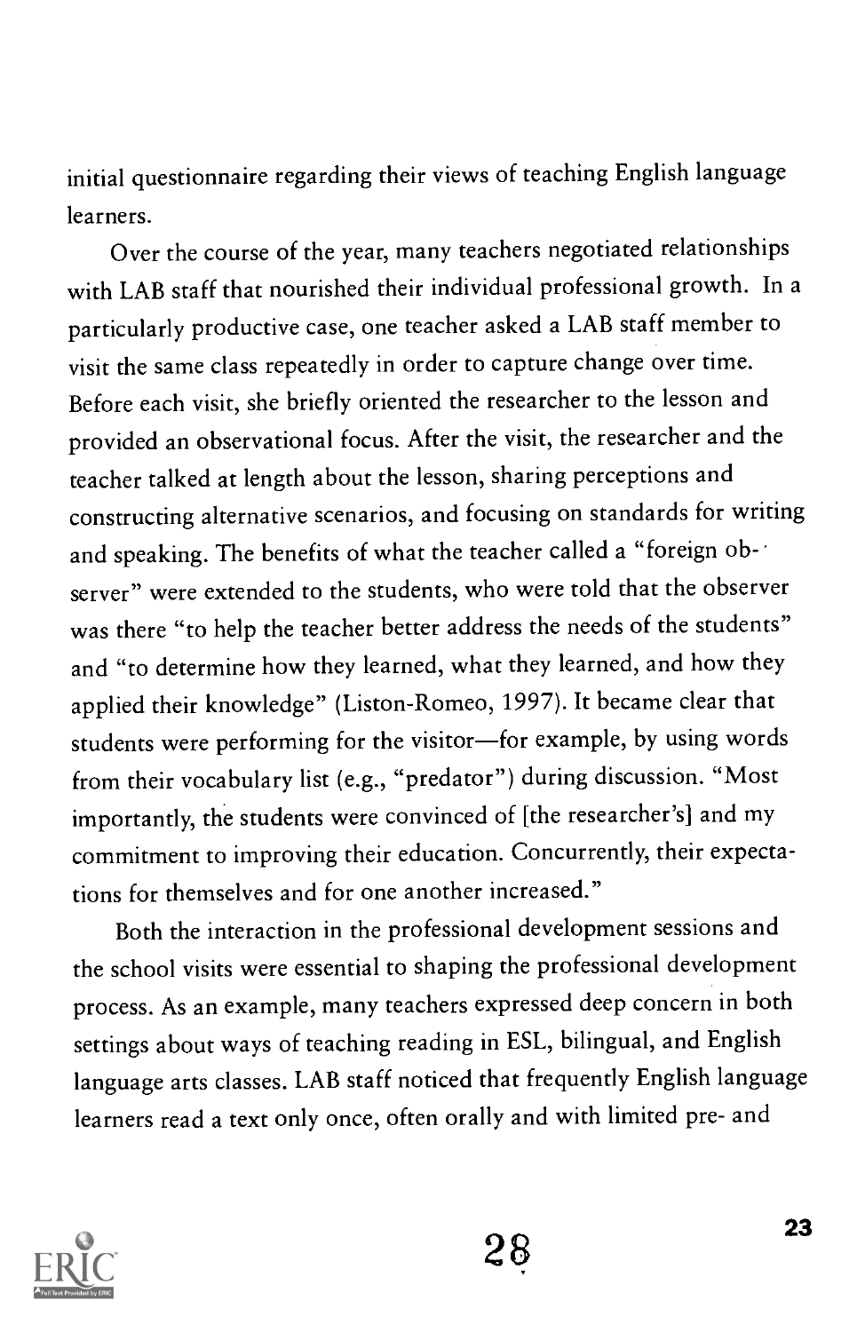initial questionnaire regarding their views of teaching English language learners.

Over the course of the year, many teachers negotiated relationships with LAB staff that nourished their individual professional growth. In a particularly productive case, one teacher asked a LAB staff member to visit the same class repeatedly in order to capture change over time. Before each visit, she briefly oriented the researcher to the lesson and provided an observational focus. After the visit, the researcher and the teacher talked at length about the lesson, sharing perceptions and constructing alternative scenarios, and focusing on standards for writing and speaking. The benefits of what the teacher called a "foreign observer" were extended to the students, who were told that the observer was there "to help the teacher better address the needs of the students" and "to determine how they learned, what they learned, and how they applied their knowledge" (Liston-Romeo, 1997). It became clear that students were performing for the visitor—for example, by using words from their vocabulary list (e.g., "predator") during discussion. "Most importantly, the students were convinced of [the researcher's] and my commitment to improving their education. Concurrently, their expectations for themselves and for one another increased."

Both the interaction in the professional development sessions and the school visits were essential to shaping the professional development process. As an example, many teachers expressed deep concern in both settings about ways of teaching reading in ESL, bilingual, and English language arts classes. LAB staff noticed that frequently English language learners read a text only once, often orally and with limited pre- and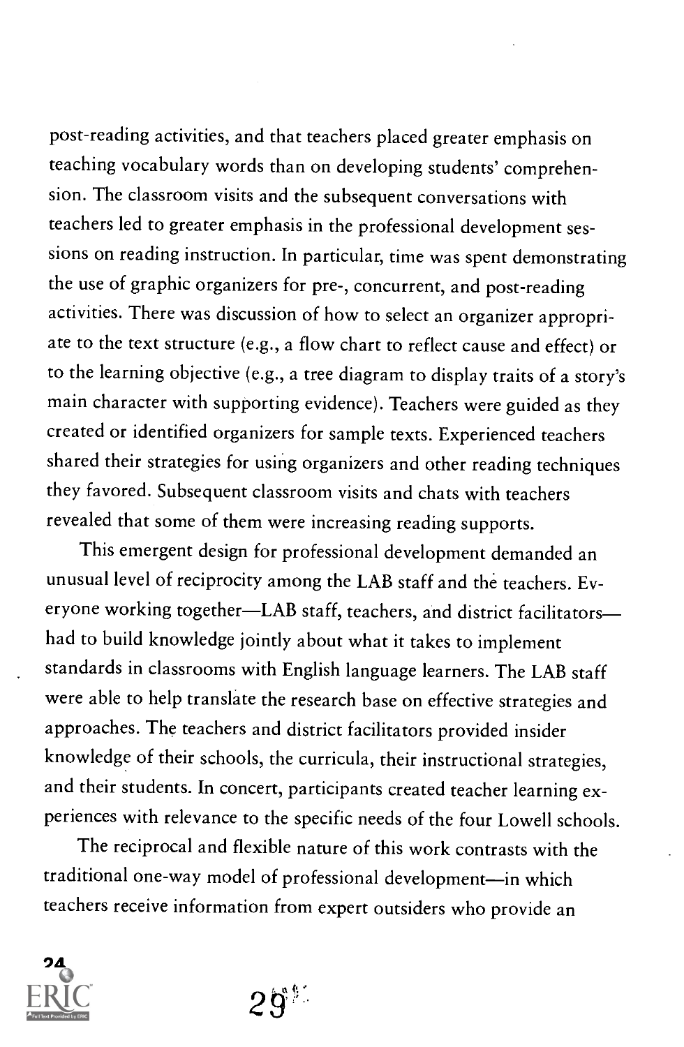post-reading activities, and that teachers placed greater emphasis on teaching vocabulary words than on developing students' comprehension. The classroom visits and the subsequent conversations with teachers led to greater emphasis in the professional development sessions on reading instruction. In particular, time was spent demonstrating the use of graphic organizers for pre-, concurrent, and post-reading activities. There was discussion of how to select an organizer appropriate to the text structure (e.g., a flow chart to reflect cause and effect) or to the learning objective (e.g., a tree diagram to display traits of a story's main character with supporting evidence). Teachers were guided as they created or identified organizers for sample texts. Experienced teachers shared their strategies for using organizers and other reading techniques they favored. Subsequent classroom visits and chats with teachers revealed that some of them were increasing reading supports.

This emergent design for professional development demanded an unusual level of reciprocity among the LAB staff and the teachers. Everyone working together—LAB staff, teachers, and district facilitators—had to build knowledge jointly about what it takes to implement standards in classrooms with English language learners. The LAB staff were able to help translate the research base on effective strategies and approaches. The teachers and district facilitators provided insider knowledge of their schools, the curricula, their instructional strategies, and their students. In concert, participants created teacher learning experiences with relevance to the specific needs of the four Lowell schools.

The reciprocal and flexible nature of this work contrasts with the traditional one-way model of professional development—in which teachers receive information from expert outsiders who provide an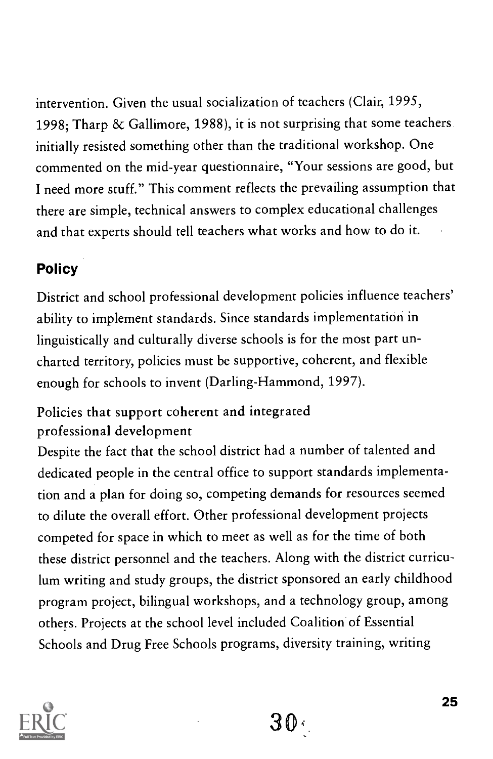intervention. Given the usual socialization of teachers (Clair, 1995, 1998; Tharp & Gallimore, 1988), it is not surprising that some teachers initially resisted something other than the traditional workshop. One commented on the mid-year questionnaire, "Your sessions are good, but I need more stuff." This comment reflects the prevailing assumption that there are simple, technical answers to complex educational challenges and that experts should tell teachers what works and how to do it.

## Policy

District and school professional development policies influence teachers' ability to implement standards. Since standards implementation in linguistically and culturally diverse schools is for the most part uncharted territory, policies must be supportive, coherent, and flexible enough for schools to invent (Darling-Hammond, 1997).

### Policies that support coherent and integrated professional development

Despite the fact that the school district had a number of talented and dedicated people in the central office to support standards implementation and a plan for doing so, competing demands for resources seemed to dilute the overall effort. Other professional development projects competed for space in which to meet as well as for the time of both these district personnel and the teachers. Along with the district curriculum writing and study groups, the district sponsored an early childhood program project, bilingual workshops, and a technology group, among others. Projects at the school level included Coalition of Essential Schools and Drug Free Schools programs, diversity training, writing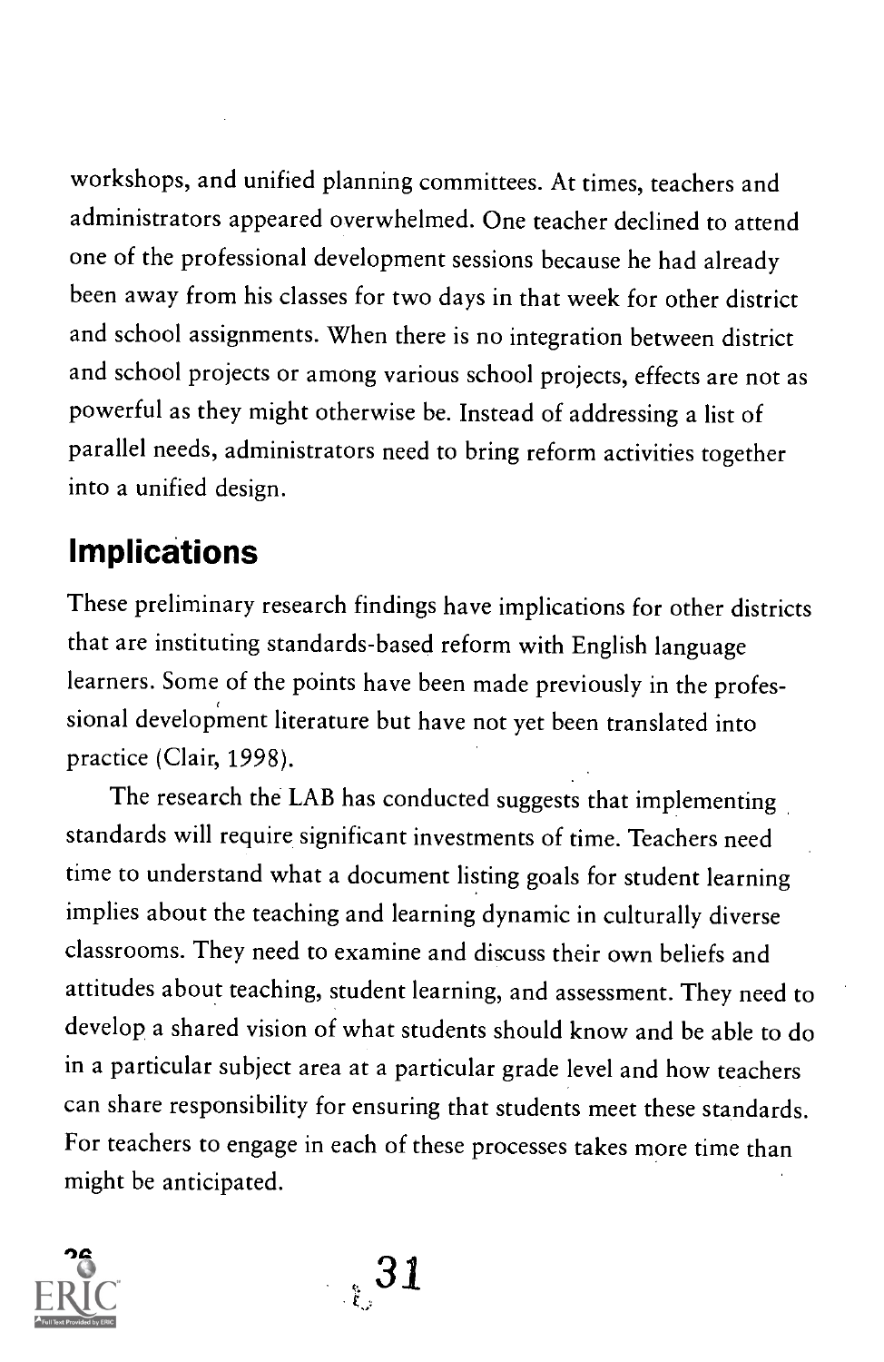workshops, and unified planning committees. At times, teachers and administrators appeared overwhelmed. One teacher declined to attend one of the professional development sessions because he had already been away from his classes for two days in that week for other district and school assignments. When there is no integration between district and school projects or among various school projects, effects are not as powerful as they might otherwise be. Instead of addressing a list of parallel needs, administrators need to bring reform activities together into a unified design.

## Implications

These preliminary research findings have implications for other districts that are instituting standards-based reform with English language learners. Some of the points have been made previously in the professional development literature but have not yet been translated into practice (Clair, 1998).

The research the LAB has conducted suggests that implementing standards will require significant investments of time. Teachers need time to understand what a document listing goals for student learning implies about the teaching and learning dynamic in culturally diverse classrooms. They need to examine and discuss their own beliefs and attitudes about teaching, student learning, and assessment. They need to develop a shared vision of what students should know and be able to do in a particular subject area at a particular grade level and how teachers can share responsibility for ensuring that students meet these standards. For teachers to engage in each of these processes takes more time than might be anticipated.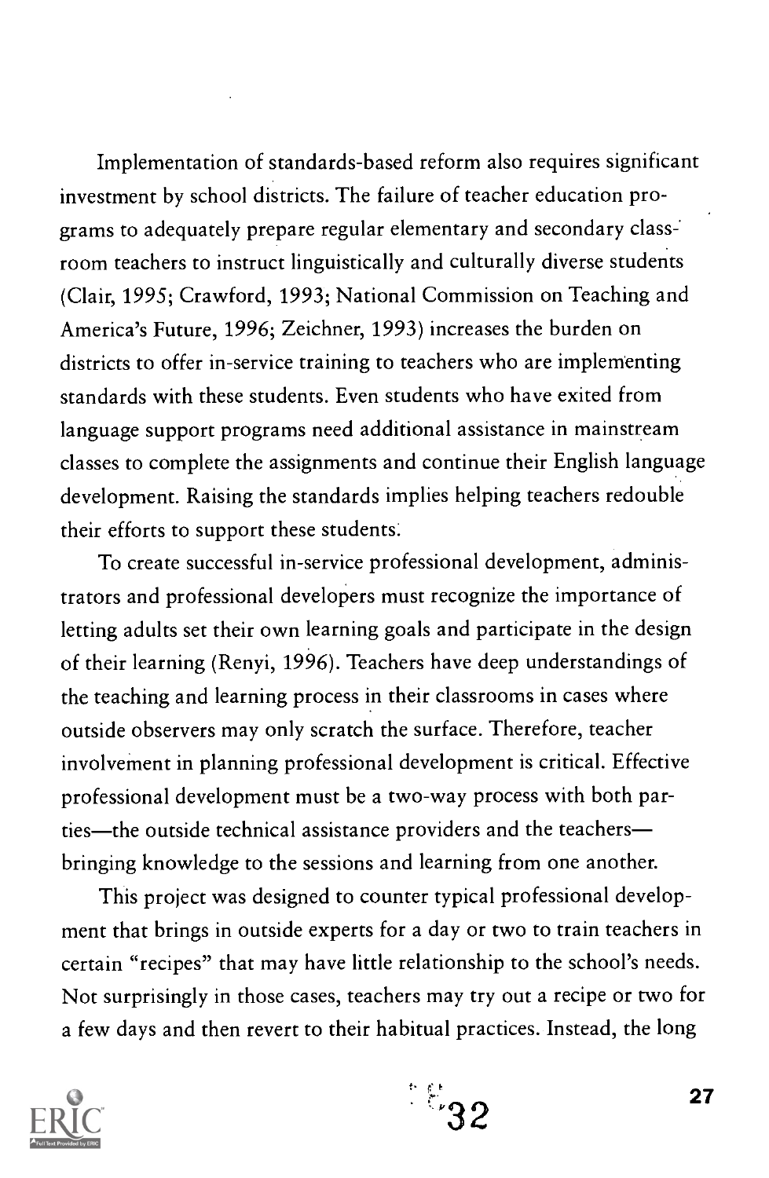Implementation of standards-based reform also requires significant investment by school districts. The failure of teacher education programs to adequately prepare regular elementary and secondary classroom teachers to instruct linguistically and culturally diverse students (Clair, 1995; Crawford, 1993; National Commission on Teaching and America's Future, 1996; Zeichner, 1993) increases the burden on districts to offer in-service training to teachers who are implementing standards with these students. Even students who have exited from language support programs need additional assistance in mainstream classes to complete the assignments and continue their English language development. Raising the standards implies helping teachers redouble their efforts to support these students.

To create successful in-service professional development, administrators and professional developers must recognize the importance of letting adults set their own learning goals and participate in the design of their learning (Renyi, 1996). Teachers have deep understandings of the teaching and learning process in their classrooms in cases where outside observers may only scratch the surface. Therefore, teacher involvement in planning professional development is critical. Effective professional development must be a two-way process with both parties—the outside technical assistance providers and the teachers—bringing knowledge to the sessions and learning from one another.

This project was designed to counter typical professional development that brings in outside experts for a day or two to train teachers in certain "recipes" that may have little relationship to the school's needs. Not surprisingly in those cases, teachers may try out a recipe or two for a few days and then revert to their habitual practices. Instead, the long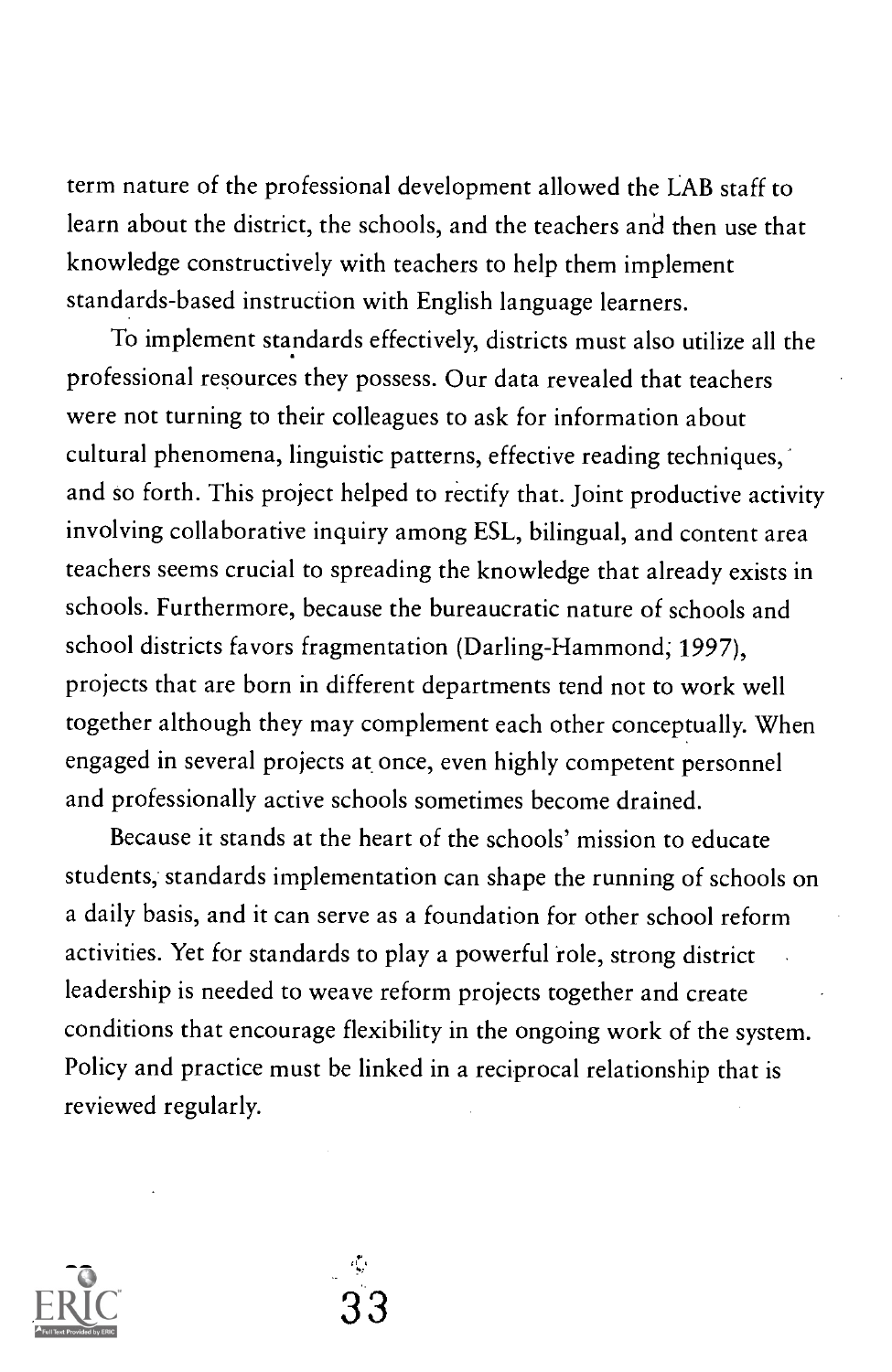term nature of the professional development allowed the LAB staff to learn about the district, the schools, and the teachers and then use that knowledge constructively with teachers to help them implement standards-based instruction with English language learners.

To implement standards effectively, districts must also utilize all the professional resources they possess. Our data revealed that teachers were not turning to their colleagues to ask for information about cultural phenomena, linguistic patterns, effective reading techniques, and so forth. This project helped to rectify that. Joint productive activity involving collaborative inquiry among ESL, bilingual, and content area teachers seems crucial to spreading the knowledge that already exists in schools. Furthermore, because the bureaucratic nature of schools and school districts favors fragmentation (Darling-Hammond, 1997), projects that are born in different departments tend not to work well together although they may complement each other conceptually. When engaged in several projects at once, even highly competent personnel and professionally active schools sometimes become drained.

Because it stands at the heart of the schools' mission to educate students, standards implementation can shape the running of schools on a daily basis, and it can serve as a foundation for other school reform activities. Yet for standards to play a powerful role, strong district leadership is needed to weave reform projects together and create conditions that encourage flexibility in the ongoing work of the system. Policy and practice must be linked in a reciprocal relationship that is reviewed regularly.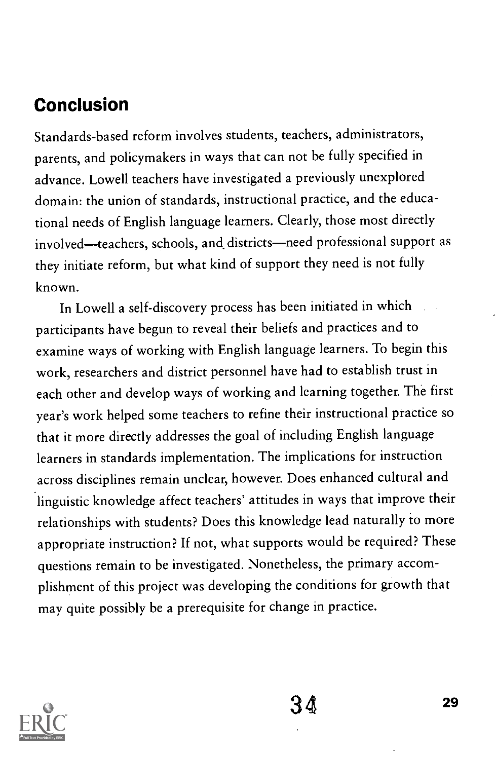## Conclusion

Standards-based reform involves students, teachers, administrators, parents, and policymakers in ways that can not be fully specified in advance. Lowell teachers have investigated a previously unexplored domain: the union of standards, instructional practice, and the educational needs of English language learners. Clearly, those most directly involved—teachers, schools, and districts—need professional support as they initiate reform, but what kind of support they need is not fully known.

In Lowell a self-discovery process has been initiated in which participants have begun to reveal their beliefs and practices and to examine ways of working with English language learners. To begin this work, researchers and district personnel have had to establish trust in each other and develop ways of working and learning together. The first year's work helped some teachers to refine their instructional practice so that it more directly addresses the goal of including English language learners in standards implementation. The implications for instruction across disciplines remain unclear, however. Does enhanced cultural and linguistic knowledge affect teachers' attitudes in ways that improve their relationships with students? Does this knowledge lead naturally to more appropriate instruction? If not, what supports would be required? These questions remain to be investigated. Nonetheless, the primary accomplishment of this project was developing the conditions for growth that may quite possibly be a prerequisite for change in practice.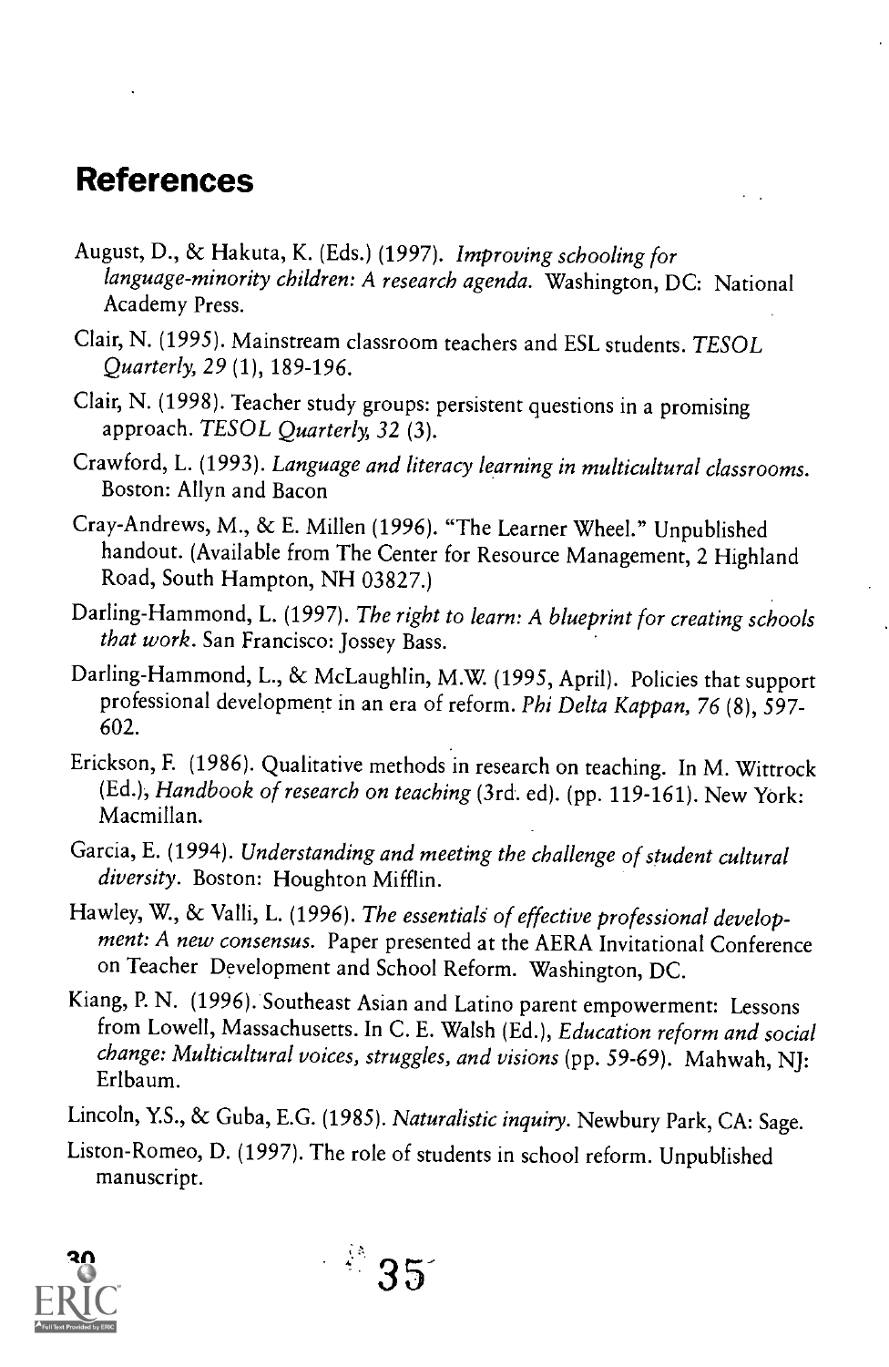## References

August, D., & Hakuta, K. (Eds.) (1997). *Improving schooling for language-minority children: A research agenda.* Washington, DC: National Academy Press.

Clair, N. (1995). Mainstream classroom teachers and ESL students. *TESOL Quarterly, 29* (1), 189-196.

Clair, N. (1998). Teacher study groups: persistent questions in a promising approach. *TESOL Quarterly, 32* (3).

Crawford, L. (1993). *Language and literacy learning in multicultural classrooms.* Boston: Allyn and Bacon

Cray-Andrews, M., & E. Millen (1996). "The Learner Wheel." Unpublished handout. (Available from The Center for Resource Management, 2 Highland Road, South Hampton, NH 03827.)

Darling-Hammond, L. (1997). *The right to learn: A blueprint for creating schools that work.* San Francisco: Jossey Bass.

Darling-Hammond, L., & McLaughlin, M.W. (1995, April). Policies that support professional development in an era of reform. *Phi Delta Kappan, 76* (8), 597-602.

Erickson, F. (1986). Qualitative methods in research on teaching. In M. Wittrock (Ed.), *Handbook of research on teaching* (3rd. ed). (pp. 119-161). New York: Macmillan.

Garcia, E. (1994). *Understanding and meeting the challenge of student cultural diversity.* Boston: Houghton Mifflin.

Hawley, W., & Valli, L. (1996). *The essentials of effective professional development: A new consensus.* Paper presented at the AERA Invitational Conference on Teacher Development and School Reform. Washington, DC.

Kiang, P. N. (1996). Southeast Asian and Latino parent empowerment: Lessons from Lowell, Massachusetts. In C. E. Walsh (Ed.), *Education reform and social change: Multicultural voices, struggles, and visions* (pp. 59-69). Mahwah, NJ: Erlbaum.

Lincoln, Y.S., & Guba, E.G. (1985). *Naturalistic inquiry.* Newbury Park, CA: Sage.

Liston-Romeo, D. (1997). The role of students in school reform. Unpublished manuscript.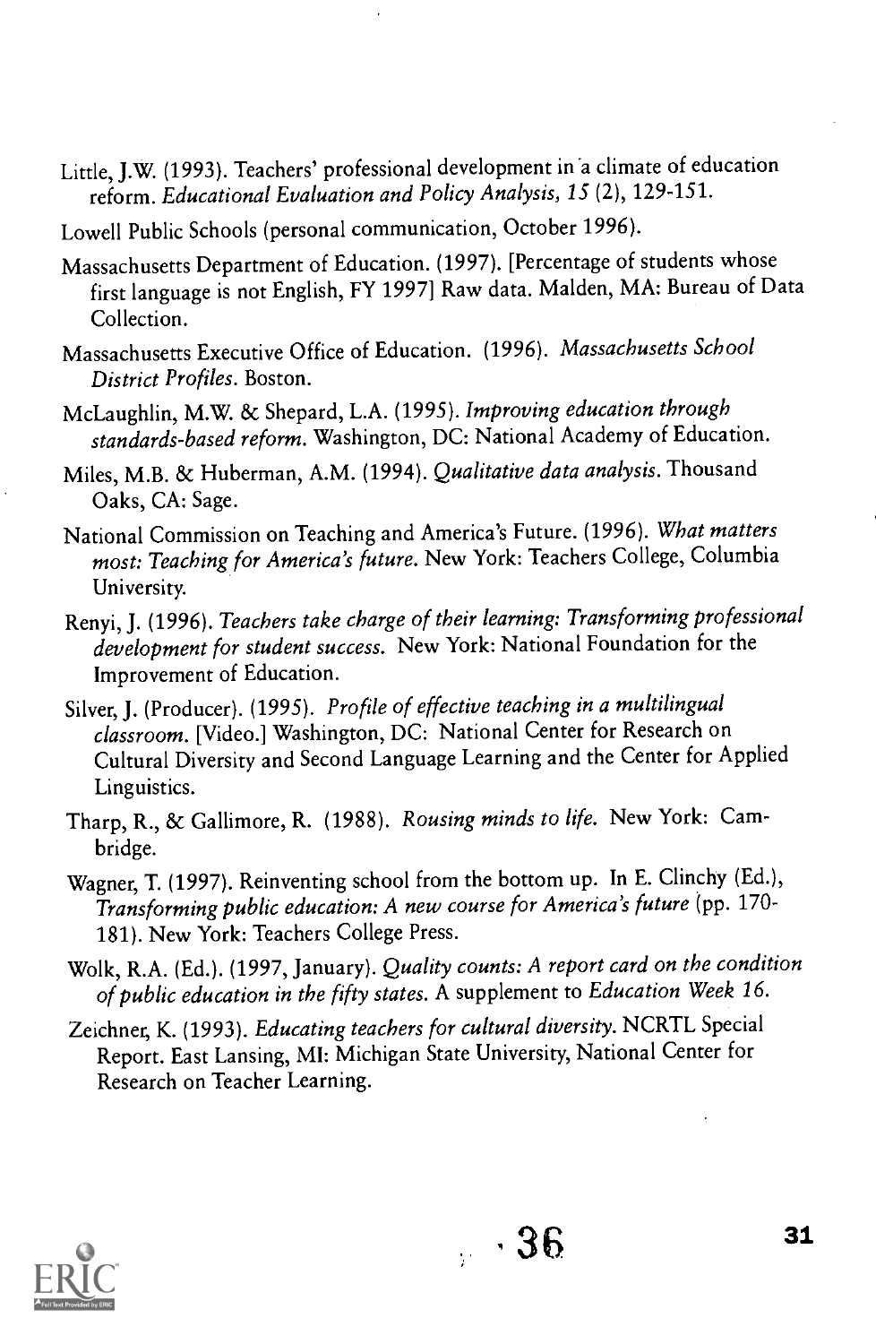Little, J.W. (1993). Teachers' professional development in a climate of education reform. *Educational Evaluation and Policy Analysis, 15* (2), 129-151.

Lowell Public Schools (personal communication, October 1996).

Massachusetts Department of Education. (1997). [Percentage of students whose first language is not English, FY 1997] Raw data. Malden, MA: Bureau of Data Collection.

Massachusetts Executive Office of Education. (1996). *Massachusetts School District Profiles*. Boston.

McLaughlin, M.W. & Shepard, L.A. (1995). *Improving education through standards-based reform*. Washington, DC: National Academy of Education.

Miles, M.B. & Huberman, A.M. (1994). *Qualitative data analysis*. Thousand Oaks, CA: Sage.

National Commission on Teaching and America's Future. (1996). *What matters most: Teaching for America's future*. New York: Teachers College, Columbia University.

Renyi, J. (1996). *Teachers take charge of their learning: Transforming professional development for student success*. New York: National Foundation for the Improvement of Education.

Silver, J. (Producer). (1995). *Profile of effective teaching in a multilingual classroom*. [Video.] Washington, DC: National Center for Research on Cultural Diversity and Second Language Learning and the Center for Applied Linguistics.

Tharp, R., & Gallimore, R. (1988). *Rousing minds to life*. New York: Cambridge.

Wagner, T. (1997). Reinventing school from the bottom up. In E. Clinchy (Ed.), *Transforming public education: A new course for America's future* (pp. 170-181). New York: Teachers College Press.

Wolk, R.A. (Ed.). (1997, January). *Quality counts: A report card on the condition of public education in the fifty states*. A supplement to *Education Week 16*.

Zeichner, K. (1993). *Educating teachers for cultural diversity*. NCRTL Special Report. East Lansing, MI: Michigan State University, National Center for Research on Teacher Learning.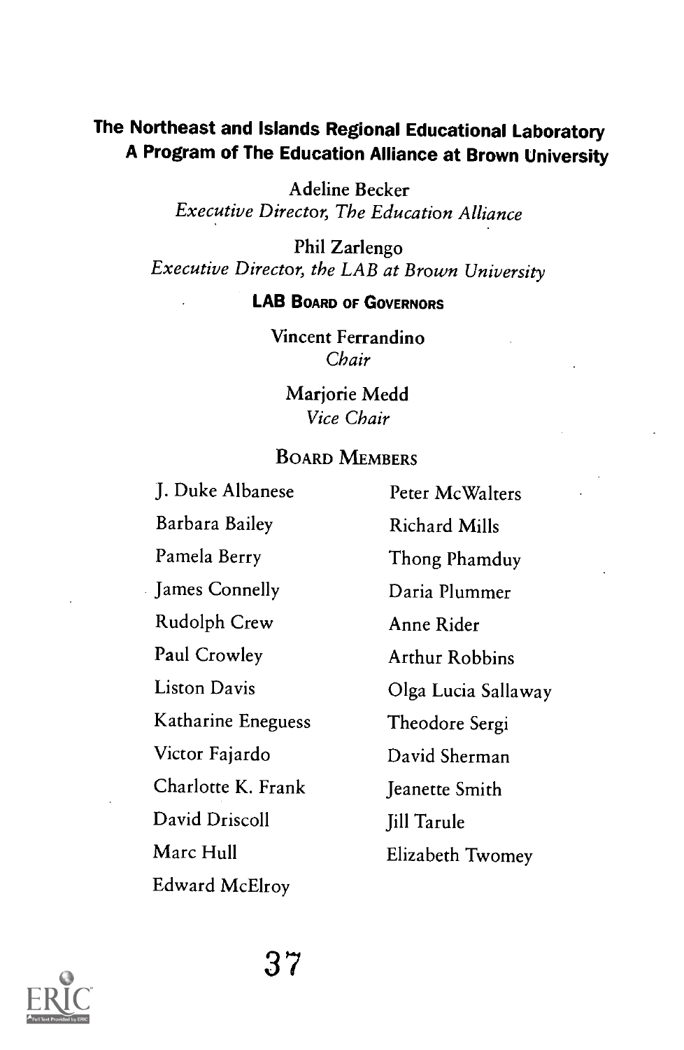## The Northeast and Islands Regional Educational Laboratory
## A Program of The Education Alliance at Brown University

Adeline Becker
*Executive Director, The Education Alliance*

Phil Zarlengo
*Executive Director, the LAB at Brown University*

### LAB Board of Governors

Vincent Ferrandino
*Chair*

Marjorie Medd
*Vice Chair*

### Board Members

J. Duke Albanese
Barbara Bailey
Pamela Berry
James Connelly
Rudolph Crew
Paul Crowley
Liston Davis
Katharine Eneguess
Victor Fajardo
Charlotte K. Frank
David Driscoll
Marc Hull
Edward McElroy
Peter McWalters
Richard Mills
Thong Phamduy
Daria Plummer
Anne Rider
Arthur Robbins
Olga Lucia Sallaway
Theodore Sergi
David Sherman
Jeanette Smith
Jill Tarule
Elizabeth Twomey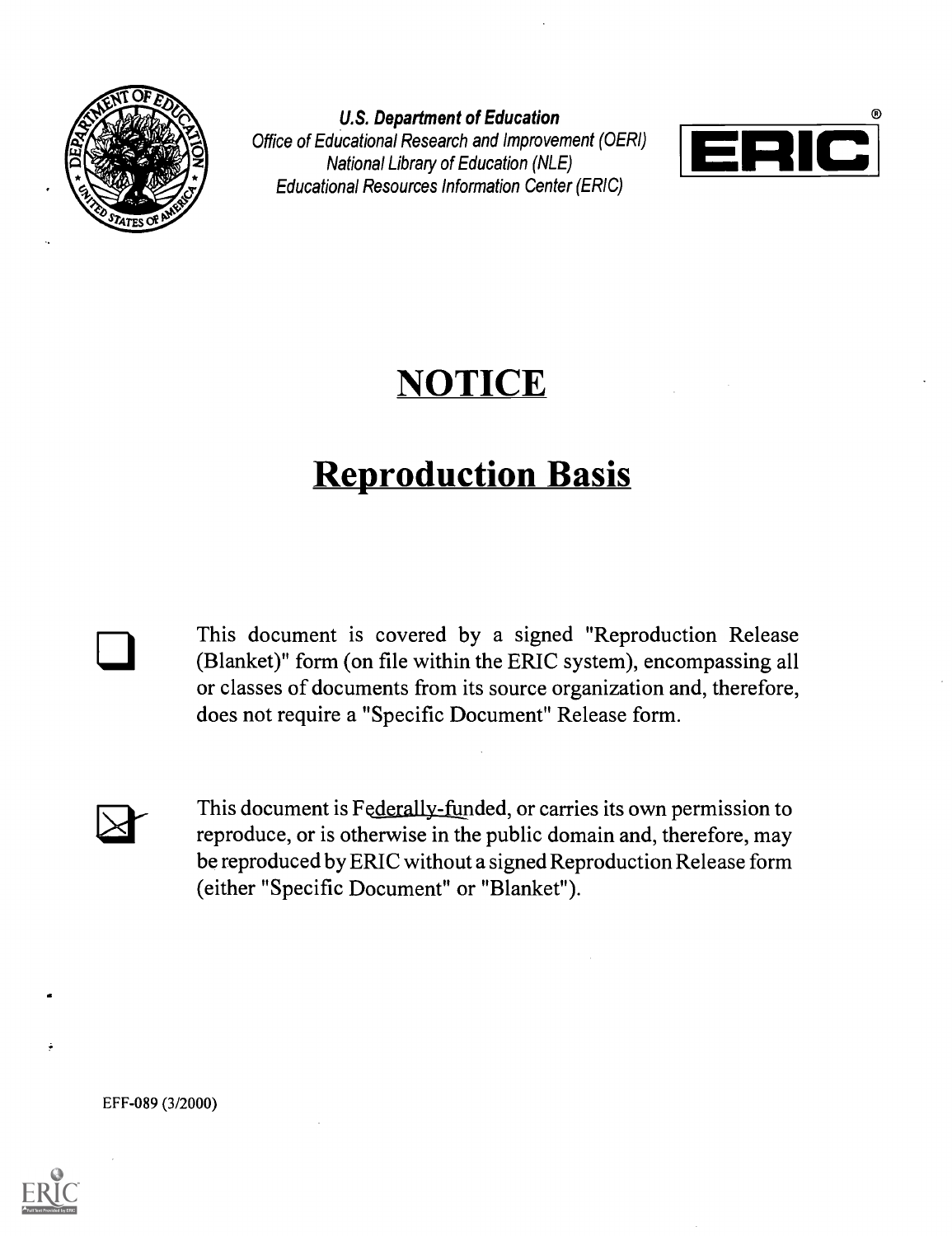U.S. Department of Education
Office of Educational Research and Improvement (OERI)
National Library of Education (NLE)
Educational Resources Information Center (ERIC)

ERIC®

# NOTICE

# Reproduction Basis

☐ This document is covered by a signed "Reproduction Release (Blanket)" form (on file within the ERIC system), encompassing all or classes of documents from its source organization and, therefore, does not require a "Specific Document" Release form.

☒ This document is Federally-funded, or carries its own permission to reproduce, or is otherwise in the public domain and, therefore, may be reproduced by ERIC without a signed Reproduction Release form (either "Specific Document" or "Blanket").

EFF-089 (3/2000)